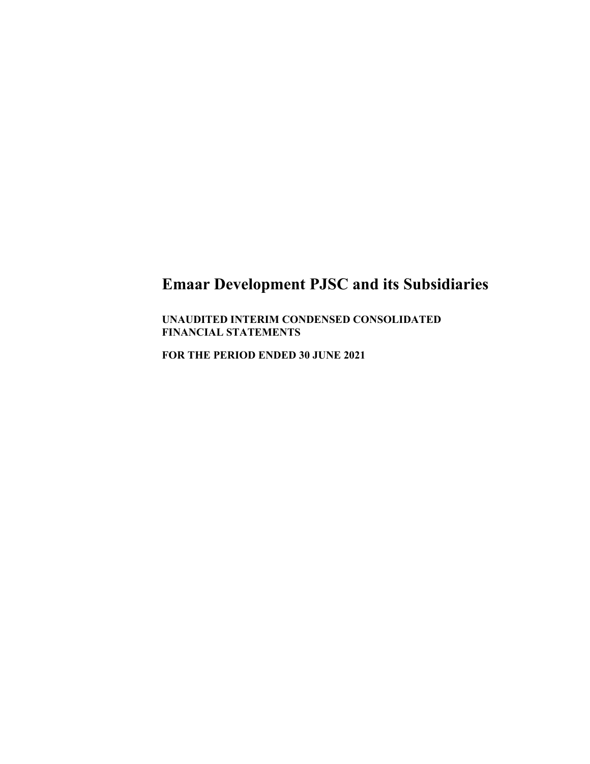# Emaar Development PJSC and its Subsidiaries

**UNAUDITED INTERIM CONDENSED CONSOLIDATED FINANCIAL STATEMENTS**

**FOR THE PERIOD ENDED 30 JUNE 2021**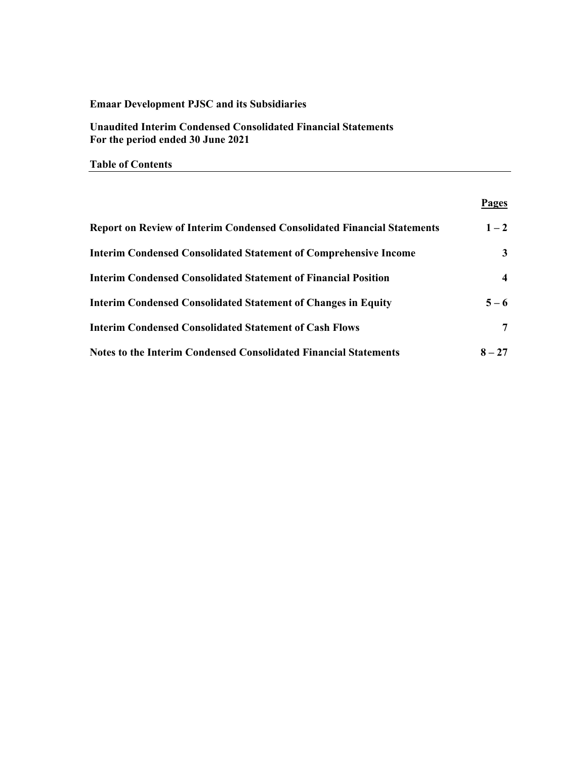**Emaar Development PJSC and its Subsidiaries**

**Unaudited Interim Condensed Consolidated Financial Statements**
**For the period ended 30 June 2021**

**Table of Contents**

| | Pages |
|---|---|
| **Report on Review of Interim Condensed Consolidated Financial Statements** | **1 – 2** |
| **Interim Condensed Consolidated Statement of Comprehensive Income** | **3** |
| **Interim Condensed Consolidated Statement of Financial Position** | **4** |
| **Interim Condensed Consolidated Statement of Changes in Equity** | **5 – 6** |
| **Interim Condensed Consolidated Statement of Cash Flows** | **7** |
| **Notes to the Interim Condensed Consolidated Financial Statements** | **8 – 27** |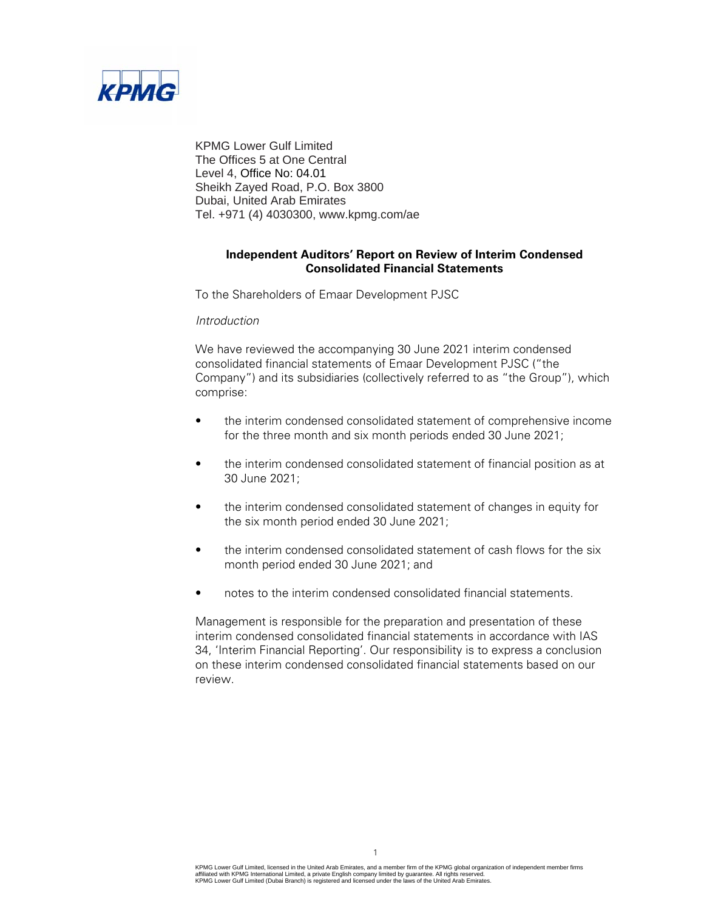KPMG Lower Gulf Limited
The Offices 5 at One Central
Level 4, Office No: 04.01
Sheikh Zayed Road, P.O. Box 3800
Dubai, United Arab Emirates
Tel. +971 (4) 4030300, www.kpmg.com/ae

## Independent Auditors' Report on Review of Interim Condensed Consolidated Financial Statements

To the Shareholders of Emaar Development PJSC

*Introduction*

We have reviewed the accompanying 30 June 2021 interim condensed consolidated financial statements of Emaar Development PJSC ("the Company") and its subsidiaries (collectively referred to as "the Group"), which comprise:

- the interim condensed consolidated statement of comprehensive income for the three month and six month periods ended 30 June 2021;
- the interim condensed consolidated statement of financial position as at 30 June 2021;
- the interim condensed consolidated statement of changes in equity for the six month period ended 30 June 2021;
- the interim condensed consolidated statement of cash flows for the six month period ended 30 June 2021; and
- notes to the interim condensed consolidated financial statements.

Management is responsible for the preparation and presentation of these interim condensed consolidated financial statements in accordance with IAS 34, 'Interim Financial Reporting'. Our responsibility is to express a conclusion on these interim condensed consolidated financial statements based on our review.

KPMG Lower Gulf Limited, licensed in the United Arab Emirates, and a member firm of the KPMG global organization of independent member firms affiliated with KPMG International Limited, a private English company limited by guarantee. All rights reserved.
KPMG Lower Gulf Limited (Dubai Branch) is registered and licensed under the laws of the United Arab Emirates.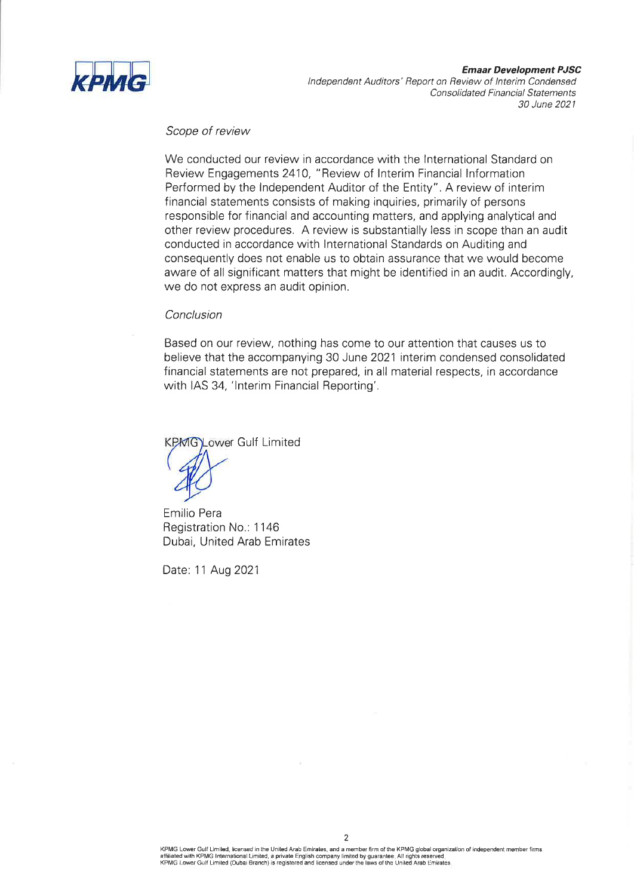*Scope of review*

We conducted our review in accordance with the International Standard on Review Engagements 2410, "Review of Interim Financial Information Performed by the Independent Auditor of the Entity". A review of interim financial statements consists of making inquiries, primarily of persons responsible for financial and accounting matters, and applying analytical and other review procedures. A review is substantially less in scope than an audit conducted in accordance with International Standards on Auditing and consequently does not enable us to obtain assurance that we would become aware of all significant matters that might be identified in an audit. Accordingly, we do not express an audit opinion.

*Conclusion*

Based on our review, nothing has come to our attention that causes us to believe that the accompanying 30 June 2021 interim condensed consolidated financial statements are not prepared, in all material respects, in accordance with IAS 34, 'Interim Financial Reporting'.

KPMG Lower Gulf Limited

Emilio Pera
Registration No.: 1146
Dubai, United Arab Emirates

Date: 11 Aug 2021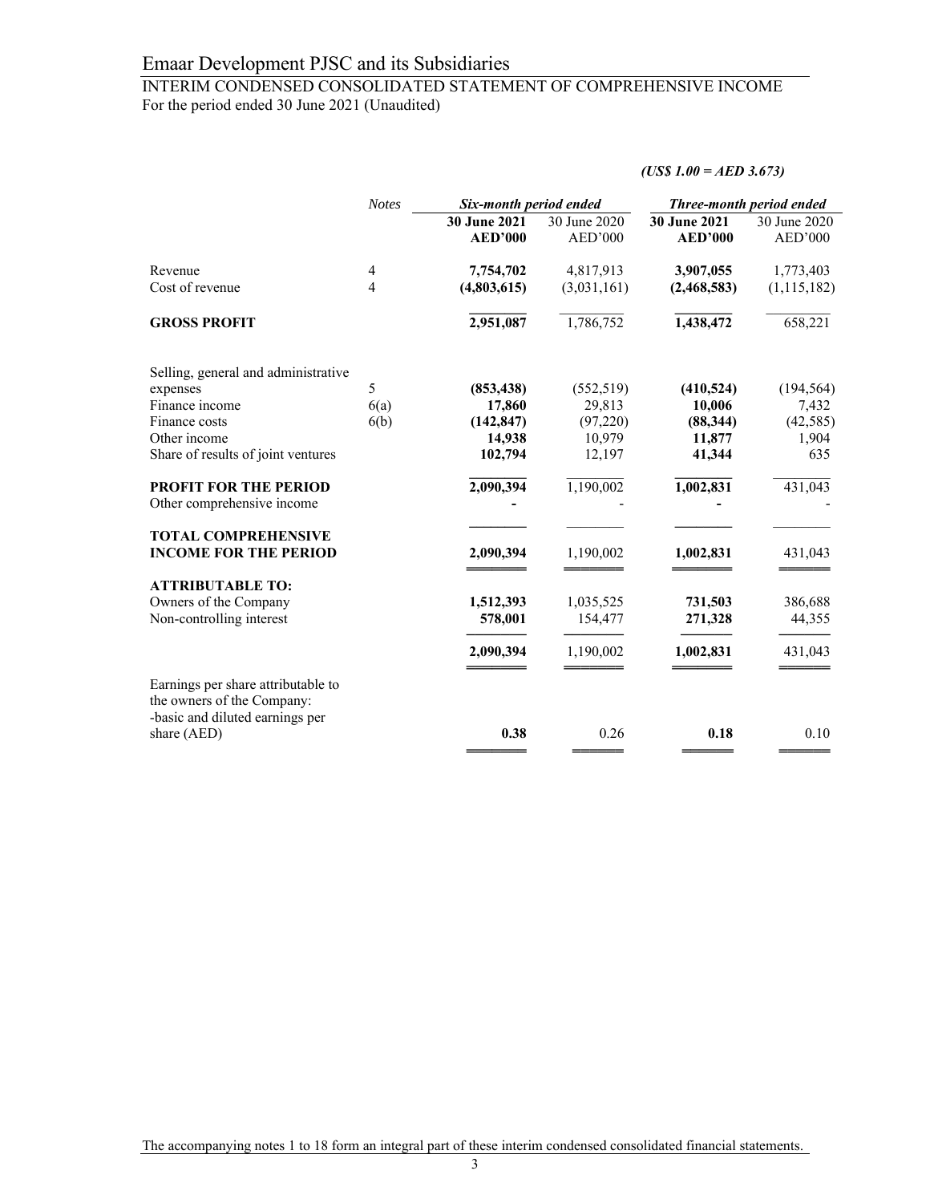# Emaar Development PJSC and its Subsidiaries

## INTERIM CONDENSED CONSOLIDATED STATEMENT OF COMPREHENSIVE INCOME

For the period ended 30 June 2021 (Unaudited)

***(US$ 1.00 = AED 3.673)***

| | Notes | *Six-month period ended* | | *Three-month period ended* | |
|---|---|---|---|---|---|
| | | **30 June 2021 AED'000** | 30 June 2020 AED'000 | **30 June 2021 AED'000** | 30 June 2020 AED'000 |
| Revenue | 4 | **7,754,702** | 4,817,913 | **3,907,055** | 1,773,403 |
| Cost of revenue | 4 | **(4,803,615)** | (3,031,161) | **(2,468,583)** | (1,115,182) |
| **GROSS PROFIT** | | **2,951,087** | 1,786,752 | **1,438,472** | 658,221 |
| Selling, general and administrative expenses | 5 | **(853,438)** | (552,519) | **(410,524)** | (194,564) |
| Finance income | 6(a) | **17,860** | 29,813 | **10,006** | 7,432 |
| Finance costs | 6(b) | **(142,847)** | (97,220) | **(88,344)** | (42,585) |
| Other income | | **14,938** | 10,979 | **11,877** | 1,904 |
| Share of results of joint ventures | | **102,794** | 12,197 | **41,344** | 635 |
| **PROFIT FOR THE PERIOD** | | **2,090,394** | 1,190,002 | **1,002,831** | 431,043 |
| Other comprehensive income | | **-** | - | **-** | - |
| **TOTAL COMPREHENSIVE INCOME FOR THE PERIOD** | | **2,090,394** | 1,190,002 | **1,002,831** | 431,043 |
| **ATTRIBUTABLE TO:** | | | | | |
| Owners of the Company | | **1,512,393** | 1,035,525 | **731,503** | 386,688 |
| Non-controlling interest | | **578,001** | 154,477 | **271,328** | 44,355 |
| | | **2,090,394** | 1,190,002 | **1,002,831** | 431,043 |
| Earnings per share attributable to the owners of the Company: -basic and diluted earnings per share (AED) | | **0.38** | 0.26 | **0.18** | 0.10 |

The accompanying notes 1 to 18 form an integral part of these interim condensed consolidated financial statements.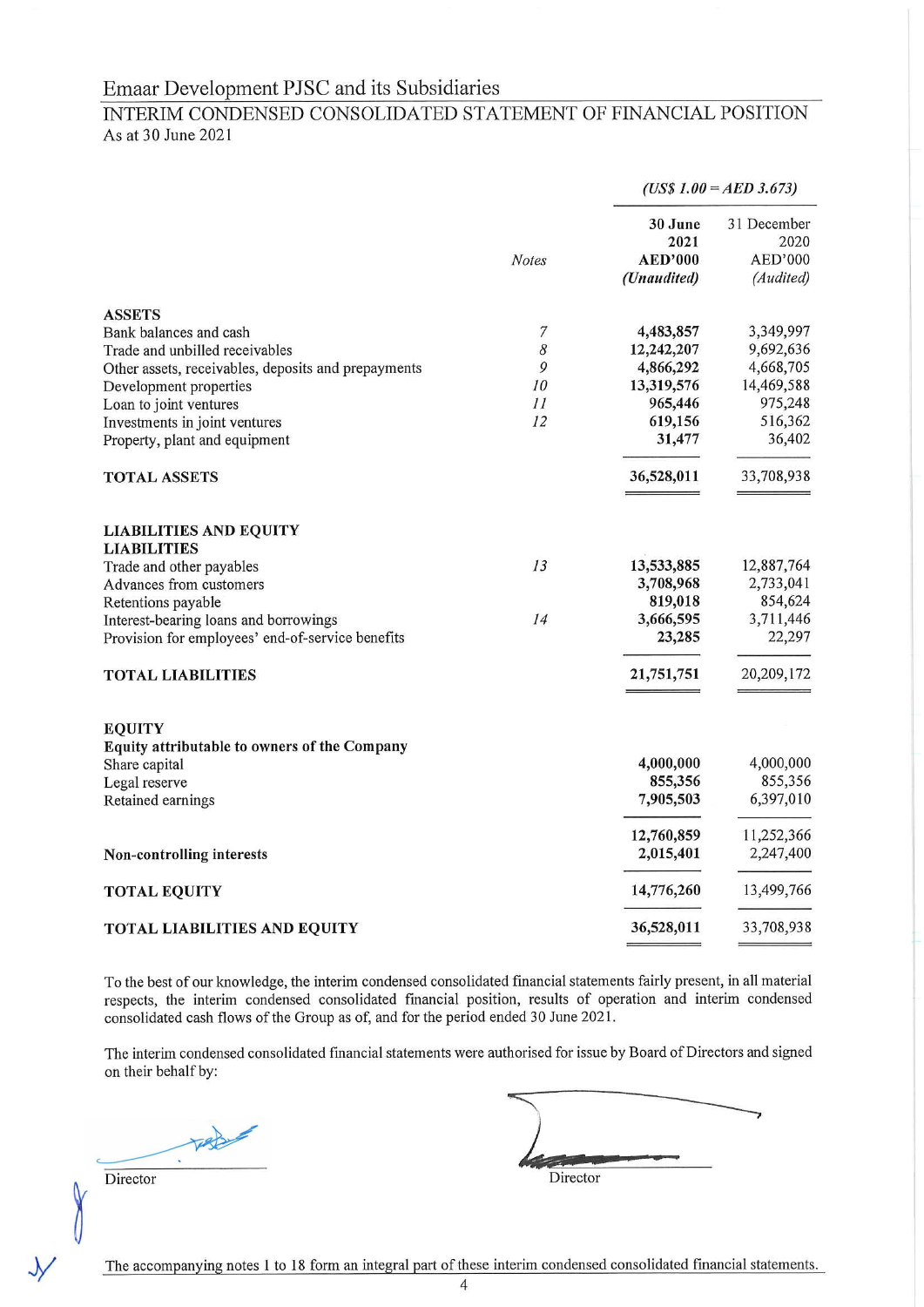# Emaar Development PJSC and its Subsidiaries

## INTERIM CONDENSED CONSOLIDATED STATEMENT OF FINANCIAL POSITION

As at 30 June 2021

| | Notes | *(US$ 1.00 = AED 3.673)* | |
|---|---|---|---|
| | | **30 June 2021 AED'000 *(Unaudited)*** | 31 December 2020 AED'000 *(Audited)* |
| **ASSETS** | | | |
| Bank balances and cash | *7* | **4,483,857** | 3,349,997 |
| Trade and unbilled receivables | *8* | **12,242,207** | 9,692,636 |
| Other assets, receivables, deposits and prepayments | *9* | **4,866,292** | 4,668,705 |
| Development properties | *10* | **13,319,576** | 14,469,588 |
| Loan to joint ventures | *11* | **965,446** | 975,248 |
| Investments in joint ventures | *12* | **619,156** | 516,362 |
| Property, plant and equipment | | **31,477** | 36,402 |
| **TOTAL ASSETS** | | **36,528,011** | 33,708,938 |
| **LIABILITIES AND EQUITY** | | | |
| **LIABILITIES** | | | |
| Trade and other payables | *13* | **13,533,885** | 12,887,764 |
| Advances from customers | | **3,708,968** | 2,733,041 |
| Retentions payable | | **819,018** | 854,624 |
| Interest-bearing loans and borrowings | *14* | **3,666,595** | 3,711,446 |
| Provision for employees' end-of-service benefits | | **23,285** | 22,297 |
| **TOTAL LIABILITIES** | | **21,751,751** | 20,209,172 |
| **EQUITY** | | | |
| **Equity attributable to owners of the Company** | | | |
| Share capital | | **4,000,000** | 4,000,000 |
| Legal reserve | | **855,356** | 855,356 |
| Retained earnings | | **7,905,503** | 6,397,010 |
| | | **12,760,859** | 11,252,366 |
| **Non-controlling interests** | | **2,015,401** | 2,247,400 |
| **TOTAL EQUITY** | | **14,776,260** | 13,499,766 |
| **TOTAL LIABILITIES AND EQUITY** | | **36,528,011** | 33,708,938 |

To the best of our knowledge, the interim condensed consolidated financial statements fairly present, in all material respects, the interim condensed consolidated financial position, results of operation and interim condensed consolidated cash flows of the Group as of, and for the period ended 30 June 2021.

The interim condensed consolidated financial statements were authorised for issue by Board of Directors and signed on their behalf by:

Director

Director

The accompanying notes 1 to 18 form an integral part of these interim condensed consolidated financial statements.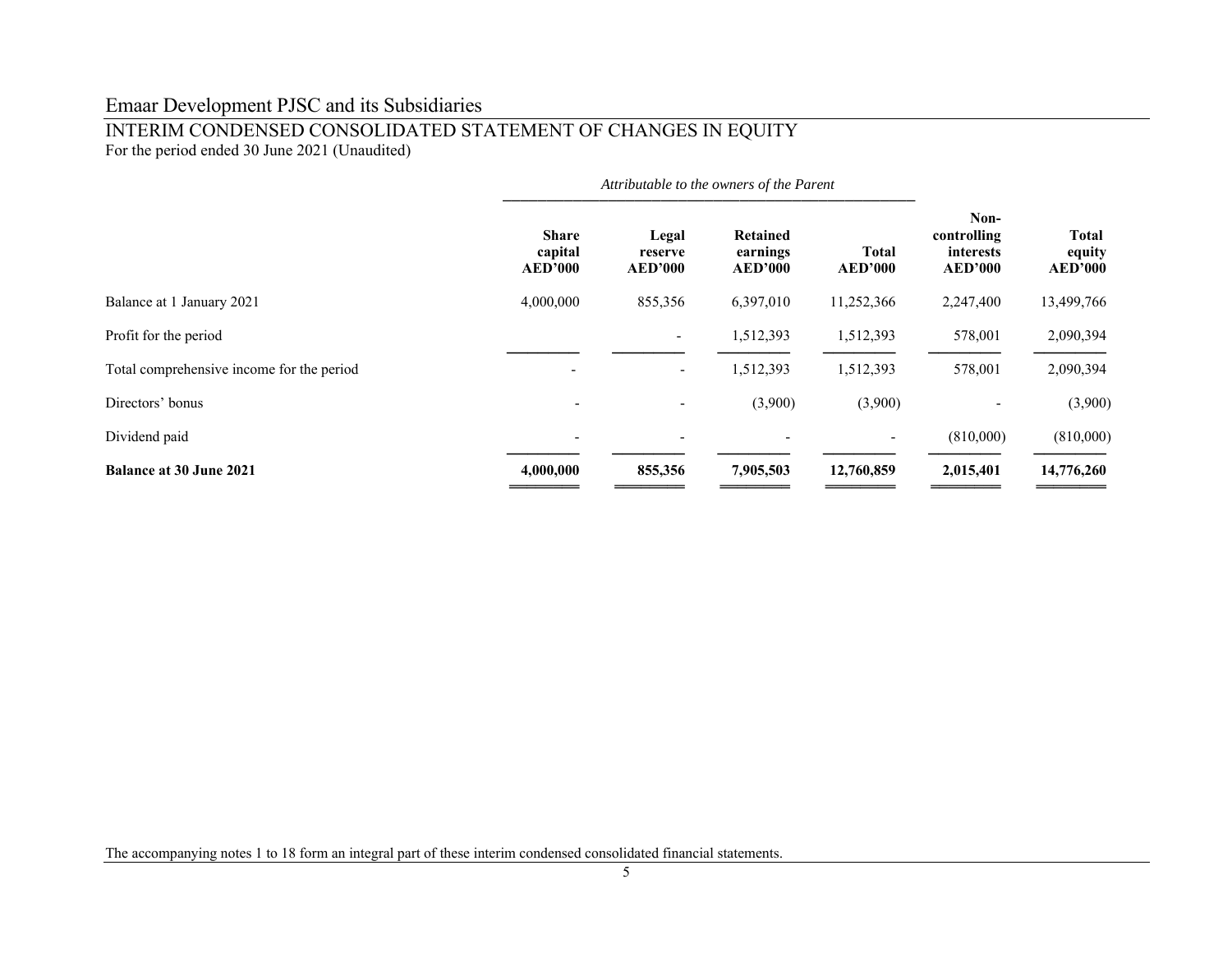# Emaar Development PJSC and its Subsidiaries

## INTERIM CONDENSED CONSOLIDATED STATEMENT OF CHANGES IN EQUITY

For the period ended 30 June 2021 (Unaudited)

| | *Attributable to the owners of the Parent* | | | | | |
|---|---|---|---|---|---|---|
| | **Share capital AED'000** | **Legal reserve AED'000** | **Retained earnings AED'000** | **Total AED'000** | **Non-controlling interests AED'000** | **Total equity AED'000** |
| Balance at 1 January 2021 | 4,000,000 | 855,356 | 6,397,010 | 11,252,366 | 2,247,400 | 13,499,766 |
| Profit for the period | | - | 1,512,393 | 1,512,393 | 578,001 | 2,090,394 |
| Total comprehensive income for the period | - | - | 1,512,393 | 1,512,393 | 578,001 | 2,090,394 |
| Directors' bonus | - | - | (3,900) | (3,900) | - | (3,900) |
| Dividend paid | - | - | - | - | (810,000) | (810,000) |
| **Balance at 30 June 2021** | **4,000,000** | **855,356** | **7,905,503** | **12,760,859** | **2,015,401** | **14,776,260** |

The accompanying notes 1 to 18 form an integral part of these interim condensed consolidated financial statements.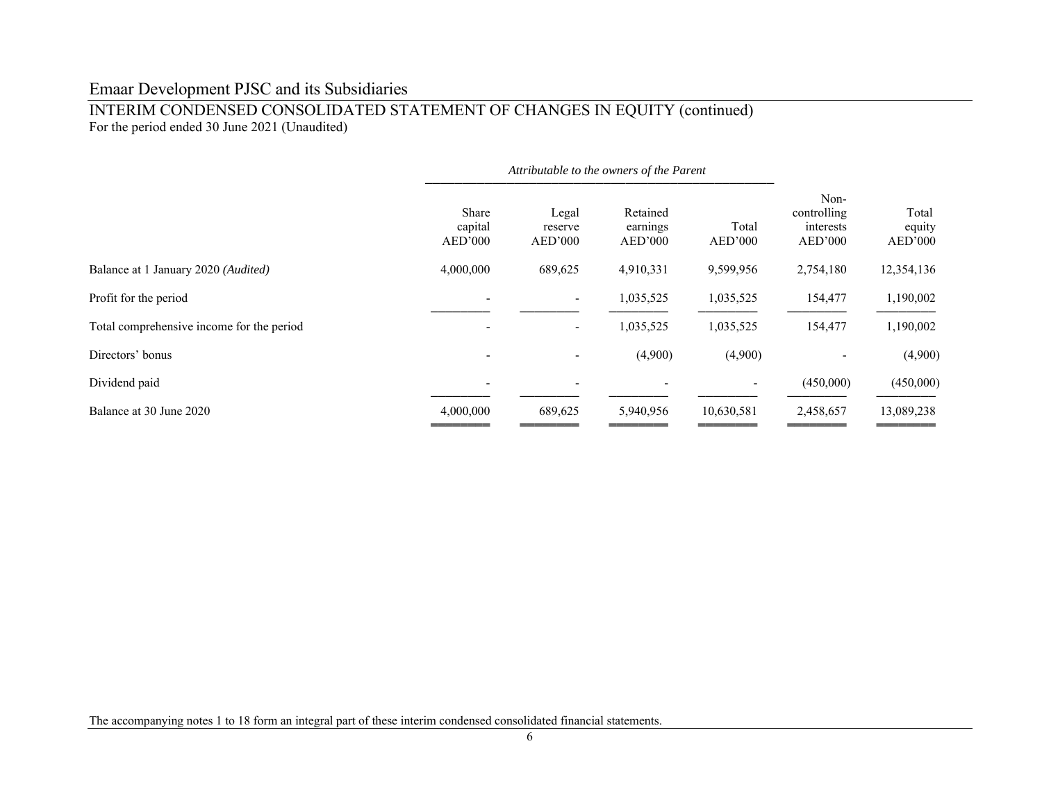# Emaar Development PJSC and its Subsidiaries

## INTERIM CONDENSED CONSOLIDATED STATEMENT OF CHANGES IN EQUITY (continued)

For the period ended 30 June 2021 (Unaudited)

| | *Attributable to the owners of the Parent* | | | | | |
|---|---|---|---|---|---|---|
| | Share capital AED'000 | Legal reserve AED'000 | Retained earnings AED'000 | Total AED'000 | Non-controlling interests AED'000 | Total equity AED'000 |
| Balance at 1 January 2020 *(Audited)* | 4,000,000 | 689,625 | 4,910,331 | 9,599,956 | 2,754,180 | 12,354,136 |
| Profit for the period | - | - | 1,035,525 | 1,035,525 | 154,477 | 1,190,002 |
| Total comprehensive income for the period | - | - | 1,035,525 | 1,035,525 | 154,477 | 1,190,002 |
| Directors' bonus | - | - | (4,900) | (4,900) | - | (4,900) |
| Dividend paid | - | - | - | - | (450,000) | (450,000) |
| Balance at 30 June 2020 | 4,000,000 | 689,625 | 5,940,956 | 10,630,581 | 2,458,657 | 13,089,238 |

The accompanying notes 1 to 18 form an integral part of these interim condensed consolidated financial statements.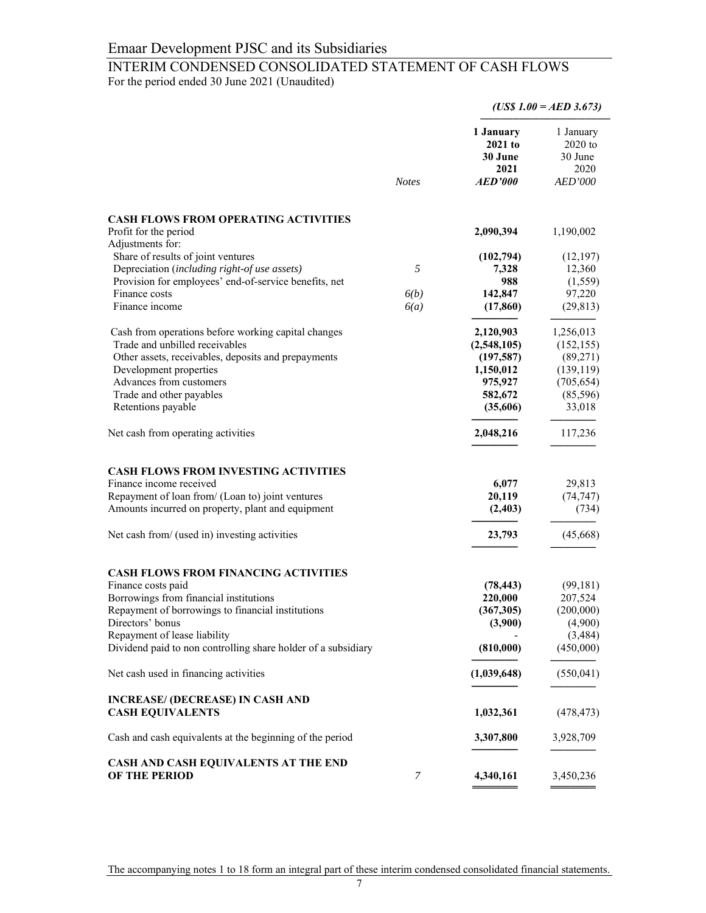# Emaar Development PJSC and its Subsidiaries

## INTERIM CONDENSED CONSOLIDATED STATEMENT OF CASH FLOWS

For the period ended 30 June 2021 (Unaudited)

***(US$ 1.00 = AED 3.673)***

| | *Notes* | **1 January 2021 to 30 June 2021** ***AED'000*** | 1 January 2020 to 30 June 2020 *AED'000* |
|---|---|---|---|
| **CASH FLOWS FROM OPERATING ACTIVITIES** | | | |
| Profit for the period | | **2,090,394** | 1,190,002 |
| Adjustments for: | | | |
| Share of results of joint ventures | | **(102,794)** | (12,197) |
| Depreciation (*including right-of use assets)* | *5* | **7,328** | 12,360 |
| Provision for employees' end-of-service benefits, net | | **988** | (1,559) |
| Finance costs | *6(b)* | **142,847** | 97,220 |
| Finance income | *6(a)* | **(17,860)** | (29,813) |
| Cash from operations before working capital changes | | **2,120,903** | 1,256,013 |
| Trade and unbilled receivables | | **(2,548,105)** | (152,155) |
| Other assets, receivables, deposits and prepayments | | **(197,587)** | (89,271) |
| Development properties | | **1,150,012** | (139,119) |
| Advances from customers | | **975,927** | (705,654) |
| Trade and other payables | | **582,672** | (85,596) |
| Retentions payable | | **(35,606)** | 33,018 |
| Net cash from operating activities | | **2,048,216** | 117,236 |
| **CASH FLOWS FROM INVESTING ACTIVITIES** | | | |
| Finance income received | | **6,077** | 29,813 |
| Repayment of loan from/ (Loan to) joint ventures | | **20,119** | (74,747) |
| Amounts incurred on property, plant and equipment | | **(2,403)** | (734) |
| Net cash from/ (used in) investing activities | | **23,793** | (45,668) |
| **CASH FLOWS FROM FINANCING ACTIVITIES** | | | |
| Finance costs paid | | **(78,443)** | (99,181) |
| Borrowings from financial institutions | | **220,000** | 207,524 |
| Repayment of borrowings to financial institutions | | **(367,305)** | (200,000) |
| Directors' bonus | | **(3,900)** | (4,900) |
| Repayment of lease liability | | **-** | (3,484) |
| Dividend paid to non controlling share holder of a subsidiary | | **(810,000)** | (450,000) |
| Net cash used in financing activities | | **(1,039,648)** | (550,041) |
| **INCREASE/ (DECREASE) IN CASH AND CASH EQUIVALENTS** | | **1,032,361** | (478,473) |
| Cash and cash equivalents at the beginning of the period | | **3,307,800** | 3,928,709 |
| **CASH AND CASH EQUIVALENTS AT THE END OF THE PERIOD** | *7* | **4,340,161** | 3,450,236 |

The accompanying notes 1 to 18 form an integral part of these interim condensed consolidated financial statements.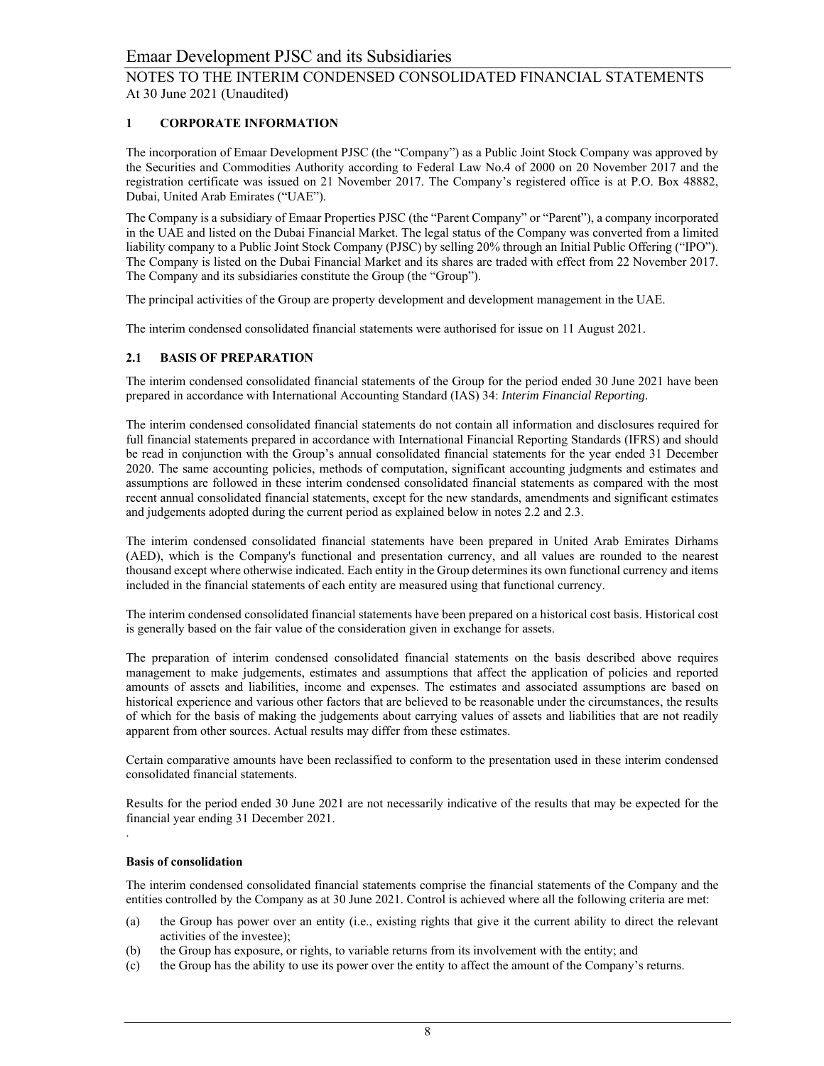## 1 CORPORATE INFORMATION

The incorporation of Emaar Development PJSC (the "Company") as a Public Joint Stock Company was approved by the Securities and Commodities Authority according to Federal Law No.4 of 2000 on 20 November 2017 and the registration certificate was issued on 21 November 2017. The Company's registered office is at P.O. Box 48882, Dubai, United Arab Emirates ("UAE").

The Company is a subsidiary of Emaar Properties PJSC (the "Parent Company" or "Parent"), a company incorporated in the UAE and listed on the Dubai Financial Market. The legal status of the Company was converted from a limited liability company to a Public Joint Stock Company (PJSC) by selling 20% through an Initial Public Offering ("IPO"). The Company is listed on the Dubai Financial Market and its shares are traded with effect from 22 November 2017. The Company and its subsidiaries constitute the Group (the "Group").

The principal activities of the Group are property development and development management in the UAE.

The interim condensed consolidated financial statements were authorised for issue on 11 August 2021.

## 2.1 BASIS OF PREPARATION

The interim condensed consolidated financial statements of the Group for the period ended 30 June 2021 have been prepared in accordance with International Accounting Standard (IAS) 34: *Interim Financial Reporting.*

The interim condensed consolidated financial statements do not contain all information and disclosures required for full financial statements prepared in accordance with International Financial Reporting Standards (IFRS) and should be read in conjunction with the Group's annual consolidated financial statements for the year ended 31 December 2020. The same accounting policies, methods of computation, significant accounting judgments and estimates and assumptions are followed in these interim condensed consolidated financial statements as compared with the most recent annual consolidated financial statements, except for the new standards, amendments and significant estimates and judgements adopted during the current period as explained below in notes 2.2 and 2.3.

The interim condensed consolidated financial statements have been prepared in United Arab Emirates Dirhams (AED), which is the Company's functional and presentation currency, and all values are rounded to the nearest thousand except where otherwise indicated. Each entity in the Group determines its own functional currency and items included in the financial statements of each entity are measured using that functional currency.

The interim condensed consolidated financial statements have been prepared on a historical cost basis. Historical cost is generally based on the fair value of the consideration given in exchange for assets.

The preparation of interim condensed consolidated financial statements on the basis described above requires management to make judgements, estimates and assumptions that affect the application of policies and reported amounts of assets and liabilities, income and expenses. The estimates and associated assumptions are based on historical experience and various other factors that are believed to be reasonable under the circumstances, the results of which for the basis of making the judgements about carrying values of assets and liabilities that are not readily apparent from other sources. Actual results may differ from these estimates.

Certain comparative amounts have been reclassified to conform to the presentation used in these interim condensed consolidated financial statements.

Results for the period ended 30 June 2021 are not necessarily indicative of the results that may be expected for the financial year ending 31 December 2021.

**Basis of consolidation**

The interim condensed consolidated financial statements comprise the financial statements of the Company and the entities controlled by the Company as at 30 June 2021. Control is achieved where all the following criteria are met:

(a) the Group has power over an entity (i.e., existing rights that give it the current ability to direct the relevant activities of the investee);
(b) the Group has exposure, or rights, to variable returns from its involvement with the entity; and
(c) the Group has the ability to use its power over the entity to affect the amount of the Company's returns.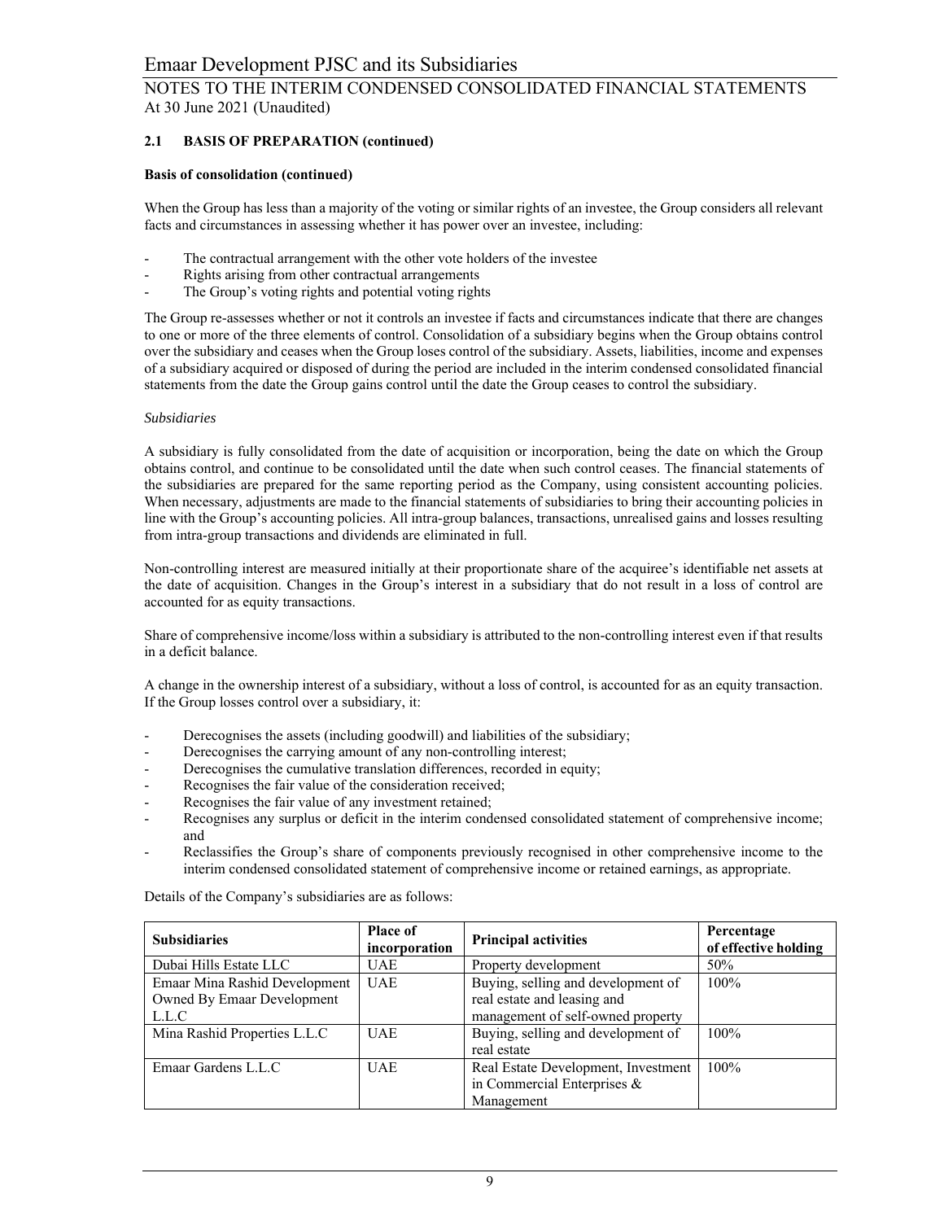### 2.1 BASIS OF PREPARATION (continued)

**Basis of consolidation (continued)**

When the Group has less than a majority of the voting or similar rights of an investee, the Group considers all relevant facts and circumstances in assessing whether it has power over an investee, including:

- The contractual arrangement with the other vote holders of the investee
- Rights arising from other contractual arrangements
- The Group's voting rights and potential voting rights

The Group re-assesses whether or not it controls an investee if facts and circumstances indicate that there are changes to one or more of the three elements of control. Consolidation of a subsidiary begins when the Group obtains control over the subsidiary and ceases when the Group loses control of the subsidiary. Assets, liabilities, income and expenses of a subsidiary acquired or disposed of during the period are included in the interim condensed consolidated financial statements from the date the Group gains control until the date the Group ceases to control the subsidiary.

*Subsidiaries*

A subsidiary is fully consolidated from the date of acquisition or incorporation, being the date on which the Group obtains control, and continue to be consolidated until the date when such control ceases. The financial statements of the subsidiaries are prepared for the same reporting period as the Company, using consistent accounting policies. When necessary, adjustments are made to the financial statements of subsidiaries to bring their accounting policies in line with the Group's accounting policies. All intra-group balances, transactions, unrealised gains and losses resulting from intra-group transactions and dividends are eliminated in full.

Non-controlling interest are measured initially at their proportionate share of the acquiree's identifiable net assets at the date of acquisition. Changes in the Group's interest in a subsidiary that do not result in a loss of control are accounted for as equity transactions.

Share of comprehensive income/loss within a subsidiary is attributed to the non-controlling interest even if that results in a deficit balance.

A change in the ownership interest of a subsidiary, without a loss of control, is accounted for as an equity transaction. If the Group losses control over a subsidiary, it:

- Derecognises the assets (including goodwill) and liabilities of the subsidiary;
- Derecognises the carrying amount of any non-controlling interest;
- Derecognises the cumulative translation differences, recorded in equity;
- Recognises the fair value of the consideration received;
- Recognises the fair value of any investment retained;
- Recognises any surplus or deficit in the interim condensed consolidated statement of comprehensive income; and
- Reclassifies the Group's share of components previously recognised in other comprehensive income to the interim condensed consolidated statement of comprehensive income or retained earnings, as appropriate.

Details of the Company's subsidiaries are as follows:

| Subsidiaries | Place of incorporation | Principal activities | Percentage of effective holding |
|---|---|---|---|
| Dubai Hills Estate LLC | UAE | Property development | 50% |
| Emaar Mina Rashid Development Owned By Emaar Development L.L.C | UAE | Buying, selling and development of real estate and leasing and management of self-owned property | 100% |
| Mina Rashid Properties L.L.C | UAE | Buying, selling and development of real estate | 100% |
| Emaar Gardens L.L.C | UAE | Real Estate Development, Investment in Commercial Enterprises & Management | 100% |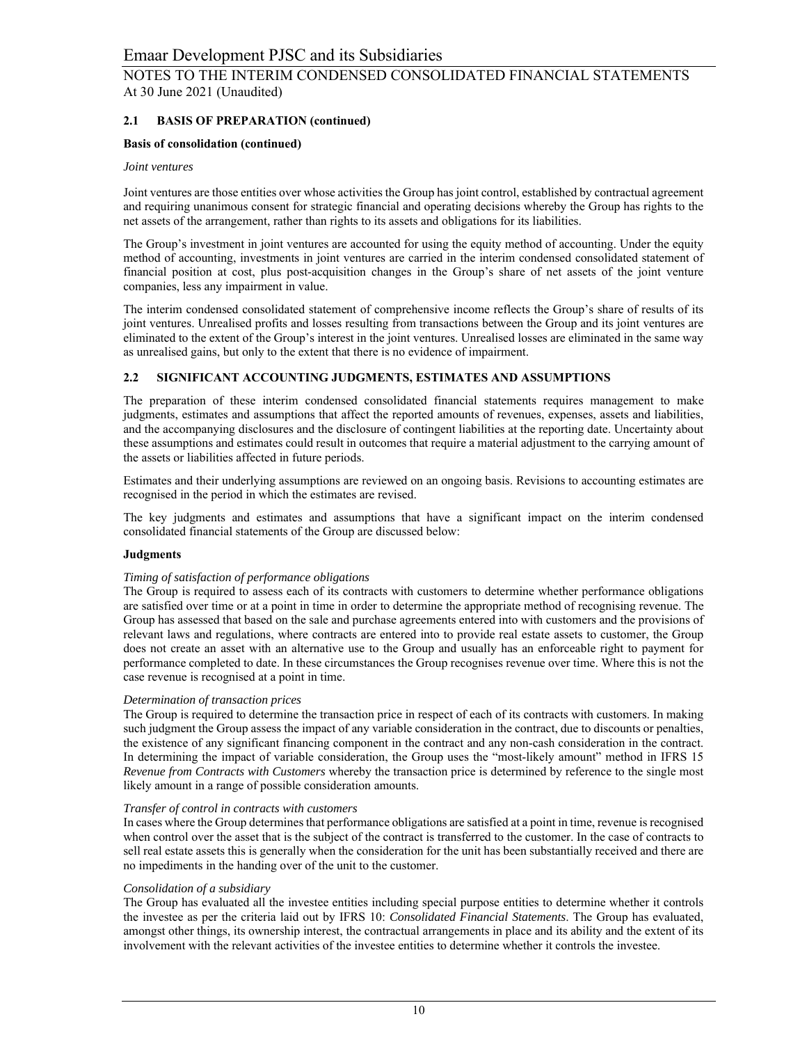## 2.1 BASIS OF PREPARATION (continued)

**Basis of consolidation (continued)**

*Joint ventures*

Joint ventures are those entities over whose activities the Group has joint control, established by contractual agreement and requiring unanimous consent for strategic financial and operating decisions whereby the Group has rights to the net assets of the arrangement, rather than rights to its assets and obligations for its liabilities.

The Group's investment in joint ventures are accounted for using the equity method of accounting. Under the equity method of accounting, investments in joint ventures are carried in the interim condensed consolidated statement of financial position at cost, plus post-acquisition changes in the Group's share of net assets of the joint venture companies, less any impairment in value.

The interim condensed consolidated statement of comprehensive income reflects the Group's share of results of its joint ventures. Unrealised profits and losses resulting from transactions between the Group and its joint ventures are eliminated to the extent of the Group's interest in the joint ventures. Unrealised losses are eliminated in the same way as unrealised gains, but only to the extent that there is no evidence of impairment.

## 2.2 SIGNIFICANT ACCOUNTING JUDGMENTS, ESTIMATES AND ASSUMPTIONS

The preparation of these interim condensed consolidated financial statements requires management to make judgments, estimates and assumptions that affect the reported amounts of revenues, expenses, assets and liabilities, and the accompanying disclosures and the disclosure of contingent liabilities at the reporting date. Uncertainty about these assumptions and estimates could result in outcomes that require a material adjustment to the carrying amount of the assets or liabilities affected in future periods.

Estimates and their underlying assumptions are reviewed on an ongoing basis. Revisions to accounting estimates are recognised in the period in which the estimates are revised.

The key judgments and estimates and assumptions that have a significant impact on the interim condensed consolidated financial statements of the Group are discussed below:

**Judgments**

*Timing of satisfaction of performance obligations*

The Group is required to assess each of its contracts with customers to determine whether performance obligations are satisfied over time or at a point in time in order to determine the appropriate method of recognising revenue. The Group has assessed that based on the sale and purchase agreements entered into with customers and the provisions of relevant laws and regulations, where contracts are entered into to provide real estate assets to customer, the Group does not create an asset with an alternative use to the Group and usually has an enforceable right to payment for performance completed to date. In these circumstances the Group recognises revenue over time. Where this is not the case revenue is recognised at a point in time.

*Determination of transaction prices*

The Group is required to determine the transaction price in respect of each of its contracts with customers. In making such judgment the Group assess the impact of any variable consideration in the contract, due to discounts or penalties, the existence of any significant financing component in the contract and any non-cash consideration in the contract. In determining the impact of variable consideration, the Group uses the "most-likely amount" method in IFRS 15 *Revenue from Contracts with Customers* whereby the transaction price is determined by reference to the single most likely amount in a range of possible consideration amounts.

*Transfer of control in contracts with customers*

In cases where the Group determines that performance obligations are satisfied at a point in time, revenue is recognised when control over the asset that is the subject of the contract is transferred to the customer. In the case of contracts to sell real estate assets this is generally when the consideration for the unit has been substantially received and there are no impediments in the handing over of the unit to the customer.

*Consolidation of a subsidiary*

The Group has evaluated all the investee entities including special purpose entities to determine whether it controls the investee as per the criteria laid out by IFRS 10: *Consolidated Financial Statements*. The Group has evaluated, amongst other things, its ownership interest, the contractual arrangements in place and its ability and the extent of its involvement with the relevant activities of the investee entities to determine whether it controls the investee.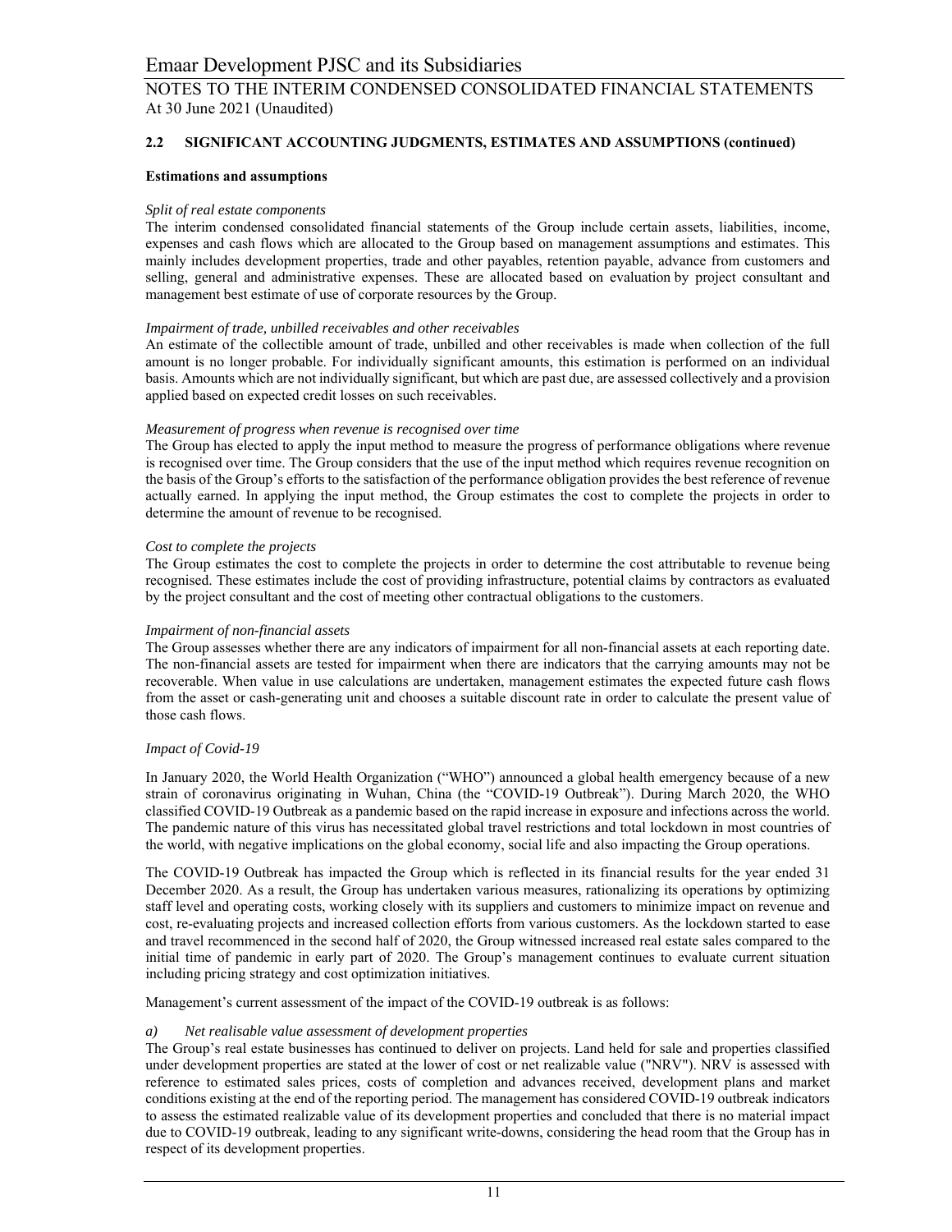## 2.2 SIGNIFICANT ACCOUNTING JUDGMENTS, ESTIMATES AND ASSUMPTIONS (continued)

### Estimations and assumptions

*Split of real estate components*

The interim condensed consolidated financial statements of the Group include certain assets, liabilities, income, expenses and cash flows which are allocated to the Group based on management assumptions and estimates. This mainly includes development properties, trade and other payables, retention payable, advance from customers and selling, general and administrative expenses. These are allocated based on evaluation by project consultant and management best estimate of use of corporate resources by the Group.

*Impairment of trade, unbilled receivables and other receivables*

An estimate of the collectible amount of trade, unbilled and other receivables is made when collection of the full amount is no longer probable. For individually significant amounts, this estimation is performed on an individual basis. Amounts which are not individually significant, but which are past due, are assessed collectively and a provision applied based on expected credit losses on such receivables.

*Measurement of progress when revenue is recognised over time*

The Group has elected to apply the input method to measure the progress of performance obligations where revenue is recognised over time. The Group considers that the use of the input method which requires revenue recognition on the basis of the Group's efforts to the satisfaction of the performance obligation provides the best reference of revenue actually earned. In applying the input method, the Group estimates the cost to complete the projects in order to determine the amount of revenue to be recognised.

*Cost to complete the projects*

The Group estimates the cost to complete the projects in order to determine the cost attributable to revenue being recognised. These estimates include the cost of providing infrastructure, potential claims by contractors as evaluated by the project consultant and the cost of meeting other contractual obligations to the customers.

*Impairment of non-financial assets*

The Group assesses whether there are any indicators of impairment for all non-financial assets at each reporting date. The non-financial assets are tested for impairment when there are indicators that the carrying amounts may not be recoverable. When value in use calculations are undertaken, management estimates the expected future cash flows from the asset or cash-generating unit and chooses a suitable discount rate in order to calculate the present value of those cash flows.

*Impact of Covid-19*

In January 2020, the World Health Organization ("WHO") announced a global health emergency because of a new strain of coronavirus originating in Wuhan, China (the "COVID-19 Outbreak"). During March 2020, the WHO classified COVID-19 Outbreak as a pandemic based on the rapid increase in exposure and infections across the world. The pandemic nature of this virus has necessitated global travel restrictions and total lockdown in most countries of the world, with negative implications on the global economy, social life and also impacting the Group operations.

The COVID-19 Outbreak has impacted the Group which is reflected in its financial results for the year ended 31 December 2020. As a result, the Group has undertaken various measures, rationalizing its operations by optimizing staff level and operating costs, working closely with its suppliers and customers to minimize impact on revenue and cost, re-evaluating projects and increased collection efforts from various customers. As the lockdown started to ease and travel recommenced in the second half of 2020, the Group witnessed increased real estate sales compared to the initial time of pandemic in early part of 2020. The Group's management continues to evaluate current situation including pricing strategy and cost optimization initiatives.

Management's current assessment of the impact of the COVID-19 outbreak is as follows:

*a) Net realisable value assessment of development properties*

The Group's real estate businesses has continued to deliver on projects. Land held for sale and properties classified under development properties are stated at the lower of cost or net realizable value ("NRV"). NRV is assessed with reference to estimated sales prices, costs of completion and advances received, development plans and market conditions existing at the end of the reporting period. The management has considered COVID-19 outbreak indicators to assess the estimated realizable value of its development properties and concluded that there is no material impact due to COVID-19 outbreak, leading to any significant write-downs, considering the head room that the Group has in respect of its development properties.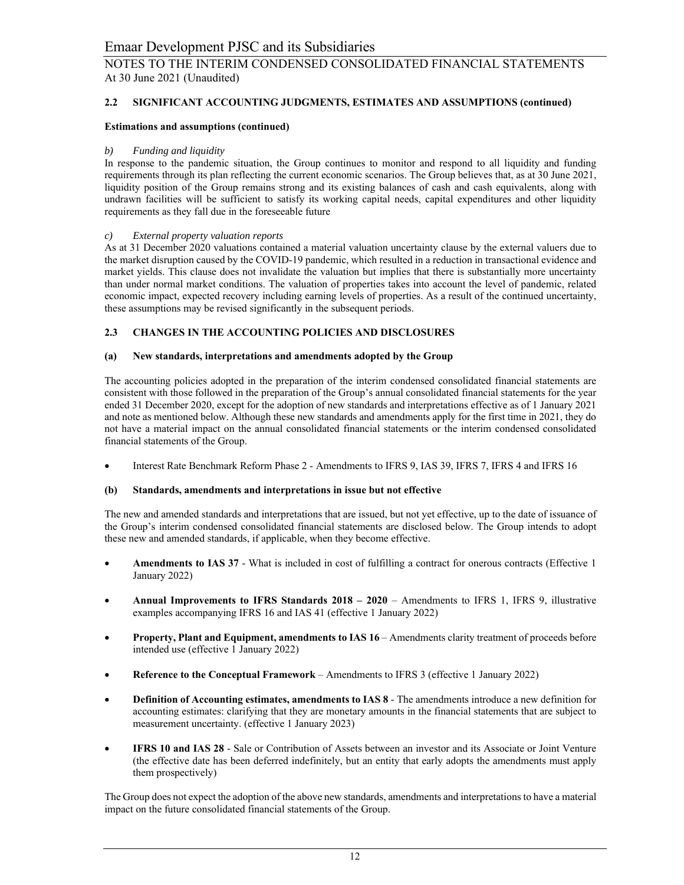### 2.2 SIGNIFICANT ACCOUNTING JUDGMENTS, ESTIMATES AND ASSUMPTIONS (continued)

**Estimations and assumptions (continued)**

*b) Funding and liquidity*

In response to the pandemic situation, the Group continues to monitor and respond to all liquidity and funding requirements through its plan reflecting the current economic scenarios. The Group believes that, as at 30 June 2021, liquidity position of the Group remains strong and its existing balances of cash and cash equivalents, along with undrawn facilities will be sufficient to satisfy its working capital needs, capital expenditures and other liquidity requirements as they fall due in the foreseeable future

*c) External property valuation reports*

As at 31 December 2020 valuations contained a material valuation uncertainty clause by the external valuers due to the market disruption caused by the COVID-19 pandemic, which resulted in a reduction in transactional evidence and market yields. This clause does not invalidate the valuation but implies that there is substantially more uncertainty than under normal market conditions. The valuation of properties takes into account the level of pandemic, related economic impact, expected recovery including earning levels of properties. As a result of the continued uncertainty, these assumptions may be revised significantly in the subsequent periods.

### 2.3 CHANGES IN THE ACCOUNTING POLICIES AND DISCLOSURES

**(a) New standards, interpretations and amendments adopted by the Group**

The accounting policies adopted in the preparation of the interim condensed consolidated financial statements are consistent with those followed in the preparation of the Group's annual consolidated financial statements for the year ended 31 December 2020, except for the adoption of new standards and interpretations effective as of 1 January 2021 and note as mentioned below. Although these new standards and amendments apply for the first time in 2021, they do not have a material impact on the annual consolidated financial statements or the interim condensed consolidated financial statements of the Group.

- Interest Rate Benchmark Reform Phase 2 - Amendments to IFRS 9, IAS 39, IFRS 7, IFRS 4 and IFRS 16

**(b) Standards, amendments and interpretations in issue but not effective**

The new and amended standards and interpretations that are issued, but not yet effective, up to the date of issuance of the Group's interim condensed consolidated financial statements are disclosed below. The Group intends to adopt these new and amended standards, if applicable, when they become effective.

- **Amendments to IAS 37** - What is included in cost of fulfilling a contract for onerous contracts (Effective 1 January 2022)
- **Annual Improvements to IFRS Standards 2018 – 2020** – Amendments to IFRS 1, IFRS 9, illustrative examples accompanying IFRS 16 and IAS 41 (effective 1 January 2022)
- **Property, Plant and Equipment, amendments to IAS 16** – Amendments clarity treatment of proceeds before intended use (effective 1 January 2022)
- **Reference to the Conceptual Framework** – Amendments to IFRS 3 (effective 1 January 2022)
- **Definition of Accounting estimates, amendments to IAS 8** - The amendments introduce a new definition for accounting estimates: clarifying that they are monetary amounts in the financial statements that are subject to measurement uncertainty. (effective 1 January 2023)
- **IFRS 10 and IAS 28** - Sale or Contribution of Assets between an investor and its Associate or Joint Venture (the effective date has been deferred indefinitely, but an entity that early adopts the amendments must apply them prospectively)

The Group does not expect the adoption of the above new standards, amendments and interpretations to have a material impact on the future consolidated financial statements of the Group.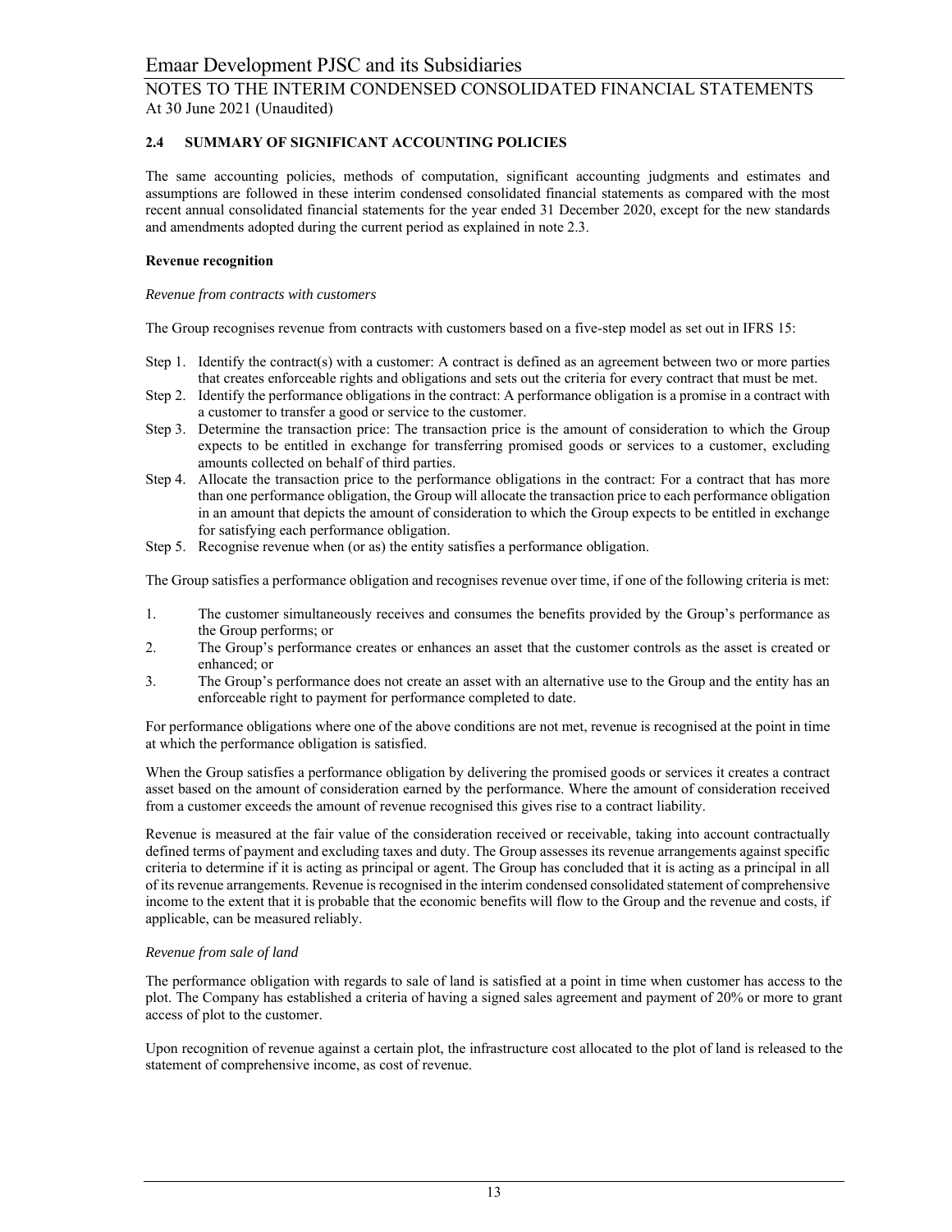## 2.4 SUMMARY OF SIGNIFICANT ACCOUNTING POLICIES

The same accounting policies, methods of computation, significant accounting judgments and estimates and assumptions are followed in these interim condensed consolidated financial statements as compared with the most recent annual consolidated financial statements for the year ended 31 December 2020, except for the new standards and amendments adopted during the current period as explained in note 2.3.

**Revenue recognition**

*Revenue from contracts with customers*

The Group recognises revenue from contracts with customers based on a five-step model as set out in IFRS 15:

Step 1. Identify the contract(s) with a customer: A contract is defined as an agreement between two or more parties that creates enforceable rights and obligations and sets out the criteria for every contract that must be met.

Step 2. Identify the performance obligations in the contract: A performance obligation is a promise in a contract with a customer to transfer a good or service to the customer.

Step 3. Determine the transaction price: The transaction price is the amount of consideration to which the Group expects to be entitled in exchange for transferring promised goods or services to a customer, excluding amounts collected on behalf of third parties.

Step 4. Allocate the transaction price to the performance obligations in the contract: For a contract that has more than one performance obligation, the Group will allocate the transaction price to each performance obligation in an amount that depicts the amount of consideration to which the Group expects to be entitled in exchange for satisfying each performance obligation.

Step 5. Recognise revenue when (or as) the entity satisfies a performance obligation.

The Group satisfies a performance obligation and recognises revenue over time, if one of the following criteria is met:

1. The customer simultaneously receives and consumes the benefits provided by the Group's performance as the Group performs; or
2. The Group's performance creates or enhances an asset that the customer controls as the asset is created or enhanced; or
3. The Group's performance does not create an asset with an alternative use to the Group and the entity has an enforceable right to payment for performance completed to date.

For performance obligations where one of the above conditions are not met, revenue is recognised at the point in time at which the performance obligation is satisfied.

When the Group satisfies a performance obligation by delivering the promised goods or services it creates a contract asset based on the amount of consideration earned by the performance. Where the amount of consideration received from a customer exceeds the amount of revenue recognised this gives rise to a contract liability.

Revenue is measured at the fair value of the consideration received or receivable, taking into account contractually defined terms of payment and excluding taxes and duty. The Group assesses its revenue arrangements against specific criteria to determine if it is acting as principal or agent. The Group has concluded that it is acting as a principal in all of its revenue arrangements. Revenue is recognised in the interim condensed consolidated statement of comprehensive income to the extent that it is probable that the economic benefits will flow to the Group and the revenue and costs, if applicable, can be measured reliably.

*Revenue from sale of land*

The performance obligation with regards to sale of land is satisfied at a point in time when customer has access to the plot. The Company has established a criteria of having a signed sales agreement and payment of 20% or more to grant access of plot to the customer.

Upon recognition of revenue against a certain plot, the infrastructure cost allocated to the plot of land is released to the statement of comprehensive income, as cost of revenue.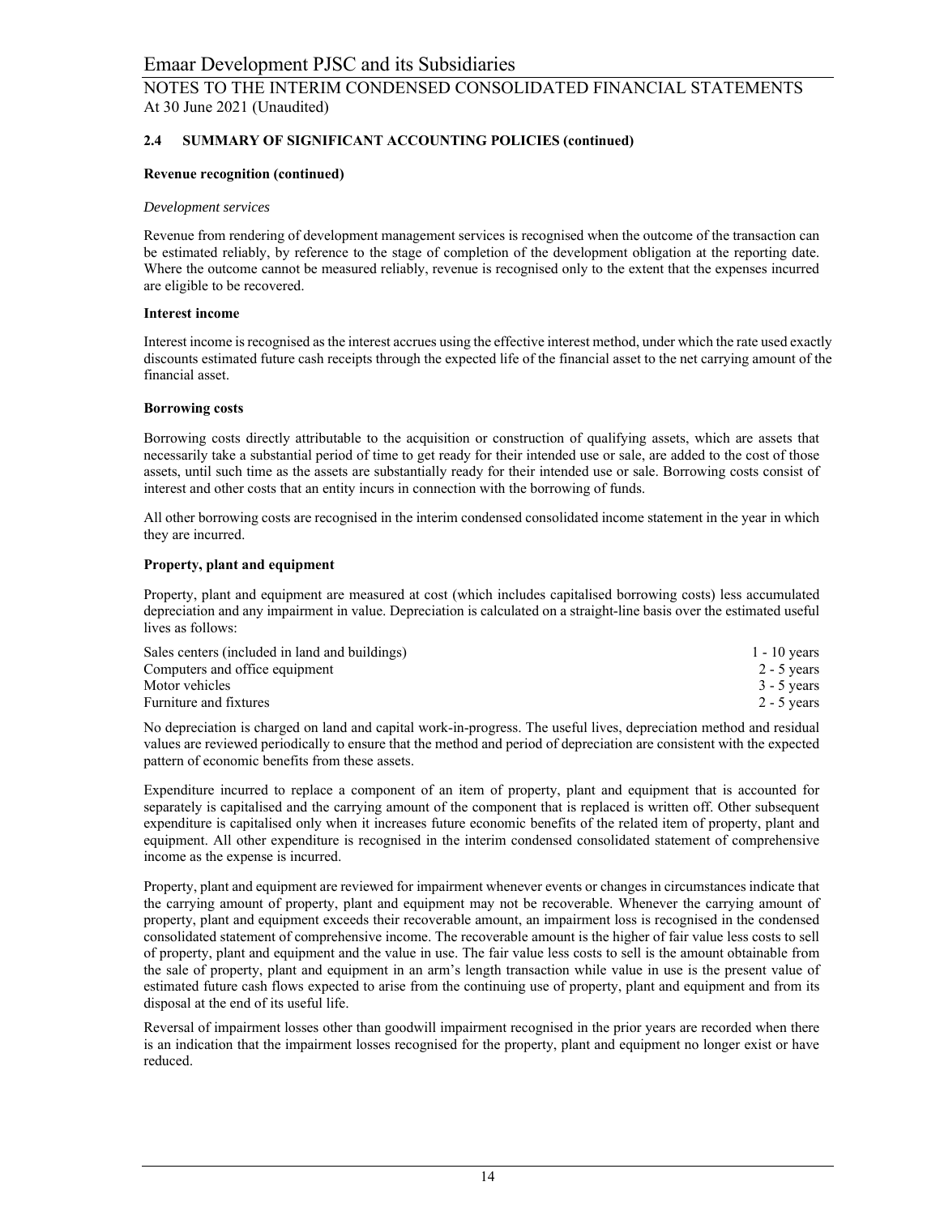## 2.4 SUMMARY OF SIGNIFICANT ACCOUNTING POLICIES (continued)

**Revenue recognition (continued)**

*Development services*

Revenue from rendering of development management services is recognised when the outcome of the transaction can be estimated reliably, by reference to the stage of completion of the development obligation at the reporting date. Where the outcome cannot be measured reliably, revenue is recognised only to the extent that the expenses incurred are eligible to be recovered.

**Interest income**

Interest income is recognised as the interest accrues using the effective interest method, under which the rate used exactly discounts estimated future cash receipts through the expected life of the financial asset to the net carrying amount of the financial asset.

**Borrowing costs**

Borrowing costs directly attributable to the acquisition or construction of qualifying assets, which are assets that necessarily take a substantial period of time to get ready for their intended use or sale, are added to the cost of those assets, until such time as the assets are substantially ready for their intended use or sale. Borrowing costs consist of interest and other costs that an entity incurs in connection with the borrowing of funds.

All other borrowing costs are recognised in the interim condensed consolidated income statement in the year in which they are incurred.

**Property, plant and equipment**

Property, plant and equipment are measured at cost (which includes capitalised borrowing costs) less accumulated depreciation and any impairment in value. Depreciation is calculated on a straight-line basis over the estimated useful lives as follows:

| | |
|---|---|
| Sales centers (included in land and buildings) | 1 - 10 years |
| Computers and office equipment | 2 - 5 years |
| Motor vehicles | 3 - 5 years |
| Furniture and fixtures | 2 - 5 years |

No depreciation is charged on land and capital work-in-progress. The useful lives, depreciation method and residual values are reviewed periodically to ensure that the method and period of depreciation are consistent with the expected pattern of economic benefits from these assets.

Expenditure incurred to replace a component of an item of property, plant and equipment that is accounted for separately is capitalised and the carrying amount of the component that is replaced is written off. Other subsequent expenditure is capitalised only when it increases future economic benefits of the related item of property, plant and equipment. All other expenditure is recognised in the interim condensed consolidated statement of comprehensive income as the expense is incurred.

Property, plant and equipment are reviewed for impairment whenever events or changes in circumstances indicate that the carrying amount of property, plant and equipment may not be recoverable. Whenever the carrying amount of property, plant and equipment exceeds their recoverable amount, an impairment loss is recognised in the condensed consolidated statement of comprehensive income. The recoverable amount is the higher of fair value less costs to sell of property, plant and equipment and the value in use. The fair value less costs to sell is the amount obtainable from the sale of property, plant and equipment in an arm's length transaction while value in use is the present value of estimated future cash flows expected to arise from the continuing use of property, plant and equipment and from its disposal at the end of its useful life.

Reversal of impairment losses other than goodwill impairment recognised in the prior years are recorded when there is an indication that the impairment losses recognised for the property, plant and equipment no longer exist or have reduced.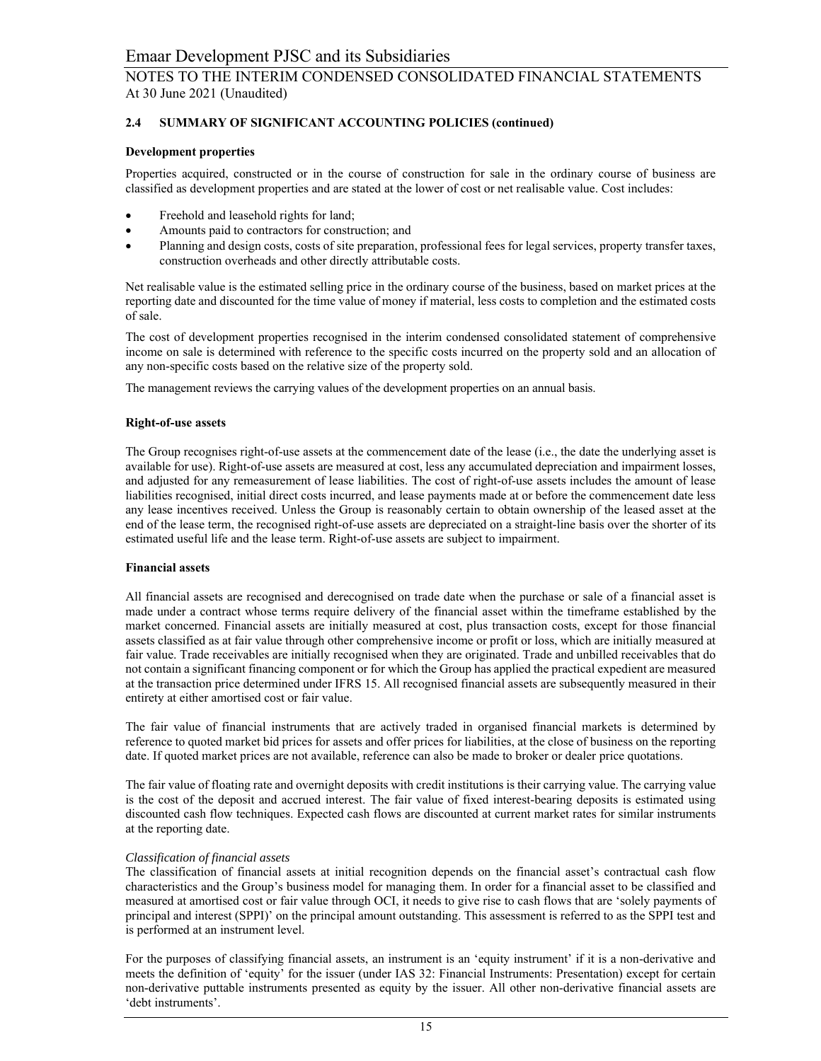### 2.4 SUMMARY OF SIGNIFICANT ACCOUNTING POLICIES (continued)

**Development properties**

Properties acquired, constructed or in the course of construction for sale in the ordinary course of business are classified as development properties and are stated at the lower of cost or net realisable value. Cost includes:

- Freehold and leasehold rights for land;
- Amounts paid to contractors for construction; and
- Planning and design costs, costs of site preparation, professional fees for legal services, property transfer taxes, construction overheads and other directly attributable costs.

Net realisable value is the estimated selling price in the ordinary course of the business, based on market prices at the reporting date and discounted for the time value of money if material, less costs to completion and the estimated costs of sale.

The cost of development properties recognised in the interim condensed consolidated statement of comprehensive income on sale is determined with reference to the specific costs incurred on the property sold and an allocation of any non-specific costs based on the relative size of the property sold.

The management reviews the carrying values of the development properties on an annual basis.

**Right-of-use assets**

The Group recognises right-of-use assets at the commencement date of the lease (i.e., the date the underlying asset is available for use). Right-of-use assets are measured at cost, less any accumulated depreciation and impairment losses, and adjusted for any remeasurement of lease liabilities. The cost of right-of-use assets includes the amount of lease liabilities recognised, initial direct costs incurred, and lease payments made at or before the commencement date less any lease incentives received. Unless the Group is reasonably certain to obtain ownership of the leased asset at the end of the lease term, the recognised right-of-use assets are depreciated on a straight-line basis over the shorter of its estimated useful life and the lease term. Right-of-use assets are subject to impairment.

**Financial assets**

All financial assets are recognised and derecognised on trade date when the purchase or sale of a financial asset is made under a contract whose terms require delivery of the financial asset within the timeframe established by the market concerned. Financial assets are initially measured at cost, plus transaction costs, except for those financial assets classified as at fair value through other comprehensive income or profit or loss, which are initially measured at fair value. Trade receivables are initially recognised when they are originated. Trade and unbilled receivables that do not contain a significant financing component or for which the Group has applied the practical expedient are measured at the transaction price determined under IFRS 15. All recognised financial assets are subsequently measured in their entirety at either amortised cost or fair value.

The fair value of financial instruments that are actively traded in organised financial markets is determined by reference to quoted market bid prices for assets and offer prices for liabilities, at the close of business on the reporting date. If quoted market prices are not available, reference can also be made to broker or dealer price quotations.

The fair value of floating rate and overnight deposits with credit institutions is their carrying value. The carrying value is the cost of the deposit and accrued interest. The fair value of fixed interest-bearing deposits is estimated using discounted cash flow techniques. Expected cash flows are discounted at current market rates for similar instruments at the reporting date.

*Classification of financial assets*

The classification of financial assets at initial recognition depends on the financial asset's contractual cash flow characteristics and the Group's business model for managing them. In order for a financial asset to be classified and measured at amortised cost or fair value through OCI, it needs to give rise to cash flows that are 'solely payments of principal and interest (SPPI)' on the principal amount outstanding. This assessment is referred to as the SPPI test and is performed at an instrument level.

For the purposes of classifying financial assets, an instrument is an 'equity instrument' if it is a non-derivative and meets the definition of 'equity' for the issuer (under IAS 32: Financial Instruments: Presentation) except for certain non-derivative puttable instruments presented as equity by the issuer. All other non-derivative financial assets are 'debt instruments'.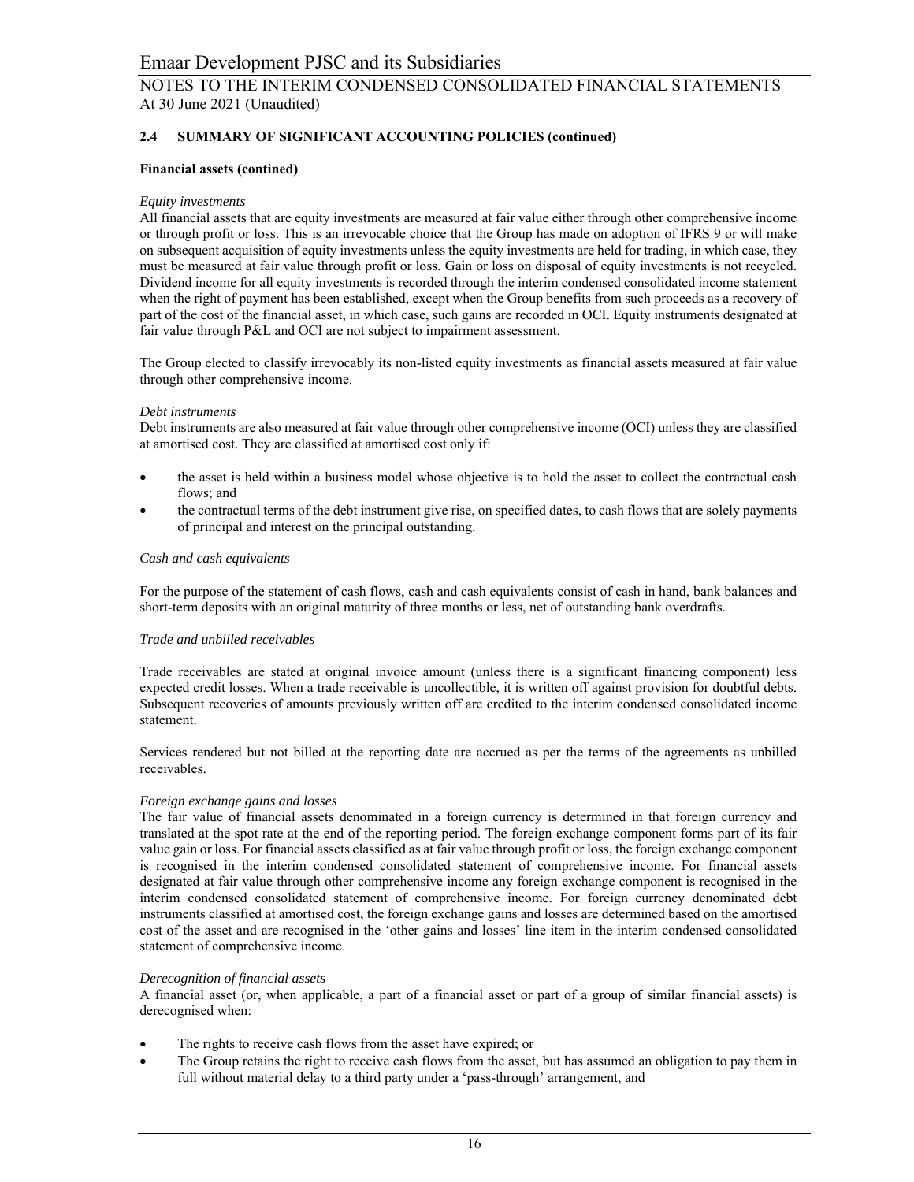## 2.4 SUMMARY OF SIGNIFICANT ACCOUNTING POLICIES (continued)

**Financial assets (contined)**

*Equity investments*
All financial assets that are equity investments are measured at fair value either through other comprehensive income or through profit or loss. This is an irrevocable choice that the Group has made on adoption of IFRS 9 or will make on subsequent acquisition of equity investments unless the equity investments are held for trading, in which case, they must be measured at fair value through profit or loss. Gain or loss on disposal of equity investments is not recycled. Dividend income for all equity investments is recorded through the interim condensed consolidated income statement when the right of payment has been established, except when the Group benefits from such proceeds as a recovery of part of the cost of the financial asset, in which case, such gains are recorded in OCI. Equity instruments designated at fair value through P&L and OCI are not subject to impairment assessment.

The Group elected to classify irrevocably its non-listed equity investments as financial assets measured at fair value through other comprehensive income.

*Debt instruments*
Debt instruments are also measured at fair value through other comprehensive income (OCI) unless they are classified at amortised cost. They are classified at amortised cost only if:

- the asset is held within a business model whose objective is to hold the asset to collect the contractual cash flows; and
- the contractual terms of the debt instrument give rise, on specified dates, to cash flows that are solely payments of principal and interest on the principal outstanding.

*Cash and cash equivalents*

For the purpose of the statement of cash flows, cash and cash equivalents consist of cash in hand, bank balances and short-term deposits with an original maturity of three months or less, net of outstanding bank overdrafts.

*Trade and unbilled receivables*

Trade receivables are stated at original invoice amount (unless there is a significant financing component) less expected credit losses. When a trade receivable is uncollectible, it is written off against provision for doubtful debts. Subsequent recoveries of amounts previously written off are credited to the interim condensed consolidated income statement.

Services rendered but not billed at the reporting date are accrued as per the terms of the agreements as unbilled receivables.

*Foreign exchange gains and losses*
The fair value of financial assets denominated in a foreign currency is determined in that foreign currency and translated at the spot rate at the end of the reporting period. The foreign exchange component forms part of its fair value gain or loss. For financial assets classified as at fair value through profit or loss, the foreign exchange component is recognised in the interim condensed consolidated statement of comprehensive income. For financial assets designated at fair value through other comprehensive income any foreign exchange component is recognised in the interim condensed consolidated statement of comprehensive income. For foreign currency denominated debt instruments classified at amortised cost, the foreign exchange gains and losses are determined based on the amortised cost of the asset and are recognised in the 'other gains and losses' line item in the interim condensed consolidated statement of comprehensive income.

*Derecognition of financial assets*
A financial asset (or, when applicable, a part of a financial asset or part of a group of similar financial assets) is derecognised when:

- The rights to receive cash flows from the asset have expired; or
- The Group retains the right to receive cash flows from the asset, but has assumed an obligation to pay them in full without material delay to a third party under a 'pass-through' arrangement, and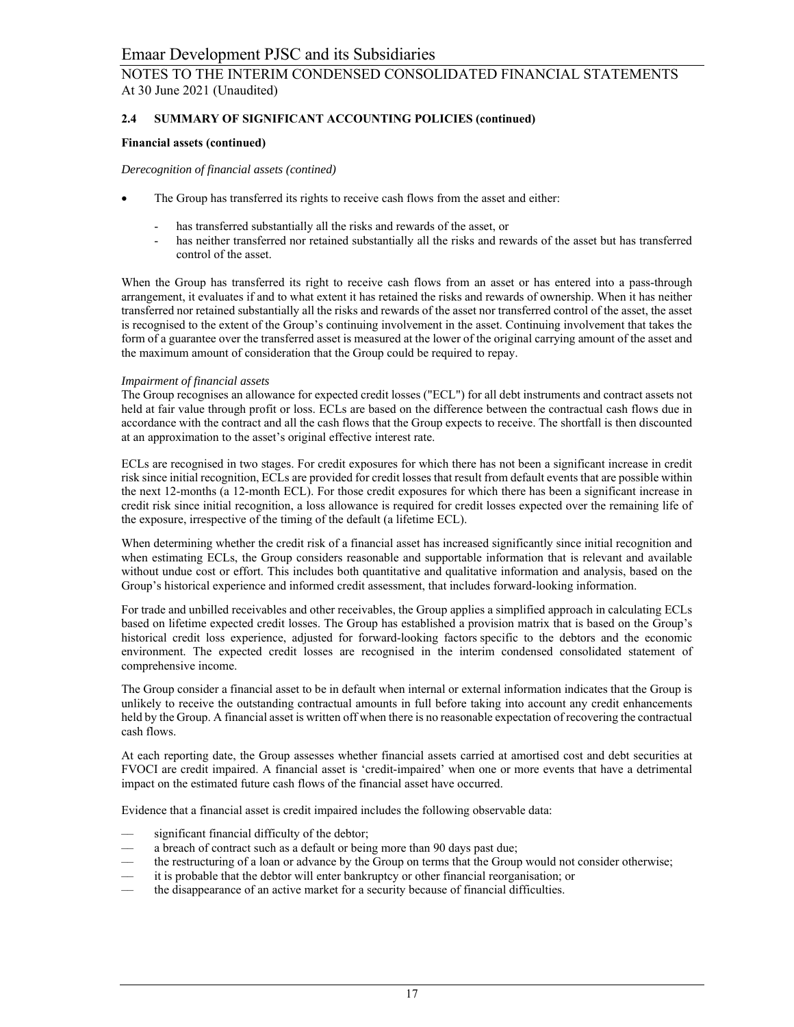**2.4 SUMMARY OF SIGNIFICANT ACCOUNTING POLICIES (continued)**

**Financial assets (continued)**

*Derecognition of financial assets (contined)*

- The Group has transferred its rights to receive cash flows from the asset and either:
  - has transferred substantially all the risks and rewards of the asset, or
  - has neither transferred nor retained substantially all the risks and rewards of the asset but has transferred control of the asset.

When the Group has transferred its right to receive cash flows from an asset or has entered into a pass-through arrangement, it evaluates if and to what extent it has retained the risks and rewards of ownership. When it has neither transferred nor retained substantially all the risks and rewards of the asset nor transferred control of the asset, the asset is recognised to the extent of the Group's continuing involvement in the asset. Continuing involvement that takes the form of a guarantee over the transferred asset is measured at the lower of the original carrying amount of the asset and the maximum amount of consideration that the Group could be required to repay.

*Impairment of financial assets*

The Group recognises an allowance for expected credit losses ("ECL") for all debt instruments and contract assets not held at fair value through profit or loss. ECLs are based on the difference between the contractual cash flows due in accordance with the contract and all the cash flows that the Group expects to receive. The shortfall is then discounted at an approximation to the asset's original effective interest rate.

ECLs are recognised in two stages. For credit exposures for which there has not been a significant increase in credit risk since initial recognition, ECLs are provided for credit losses that result from default events that are possible within the next 12-months (a 12-month ECL). For those credit exposures for which there has been a significant increase in credit risk since initial recognition, a loss allowance is required for credit losses expected over the remaining life of the exposure, irrespective of the timing of the default (a lifetime ECL).

When determining whether the credit risk of a financial asset has increased significantly since initial recognition and when estimating ECLs, the Group considers reasonable and supportable information that is relevant and available without undue cost or effort. This includes both quantitative and qualitative information and analysis, based on the Group's historical experience and informed credit assessment, that includes forward-looking information.

For trade and unbilled receivables and other receivables, the Group applies a simplified approach in calculating ECLs based on lifetime expected credit losses. The Group has established a provision matrix that is based on the Group's historical credit loss experience, adjusted for forward-looking factors specific to the debtors and the economic environment. The expected credit losses are recognised in the interim condensed consolidated statement of comprehensive income.

The Group consider a financial asset to be in default when internal or external information indicates that the Group is unlikely to receive the outstanding contractual amounts in full before taking into account any credit enhancements held by the Group. A financial asset is written off when there is no reasonable expectation of recovering the contractual cash flows.

At each reporting date, the Group assesses whether financial assets carried at amortised cost and debt securities at FVOCI are credit impaired. A financial asset is 'credit-impaired' when one or more events that have a detrimental impact on the estimated future cash flows of the financial asset have occurred.

Evidence that a financial asset is credit impaired includes the following observable data:

- significant financial difficulty of the debtor;
- a breach of contract such as a default or being more than 90 days past due;
- the restructuring of a loan or advance by the Group on terms that the Group would not consider otherwise;
- it is probable that the debtor will enter bankruptcy or other financial reorganisation; or
- the disappearance of an active market for a security because of financial difficulties.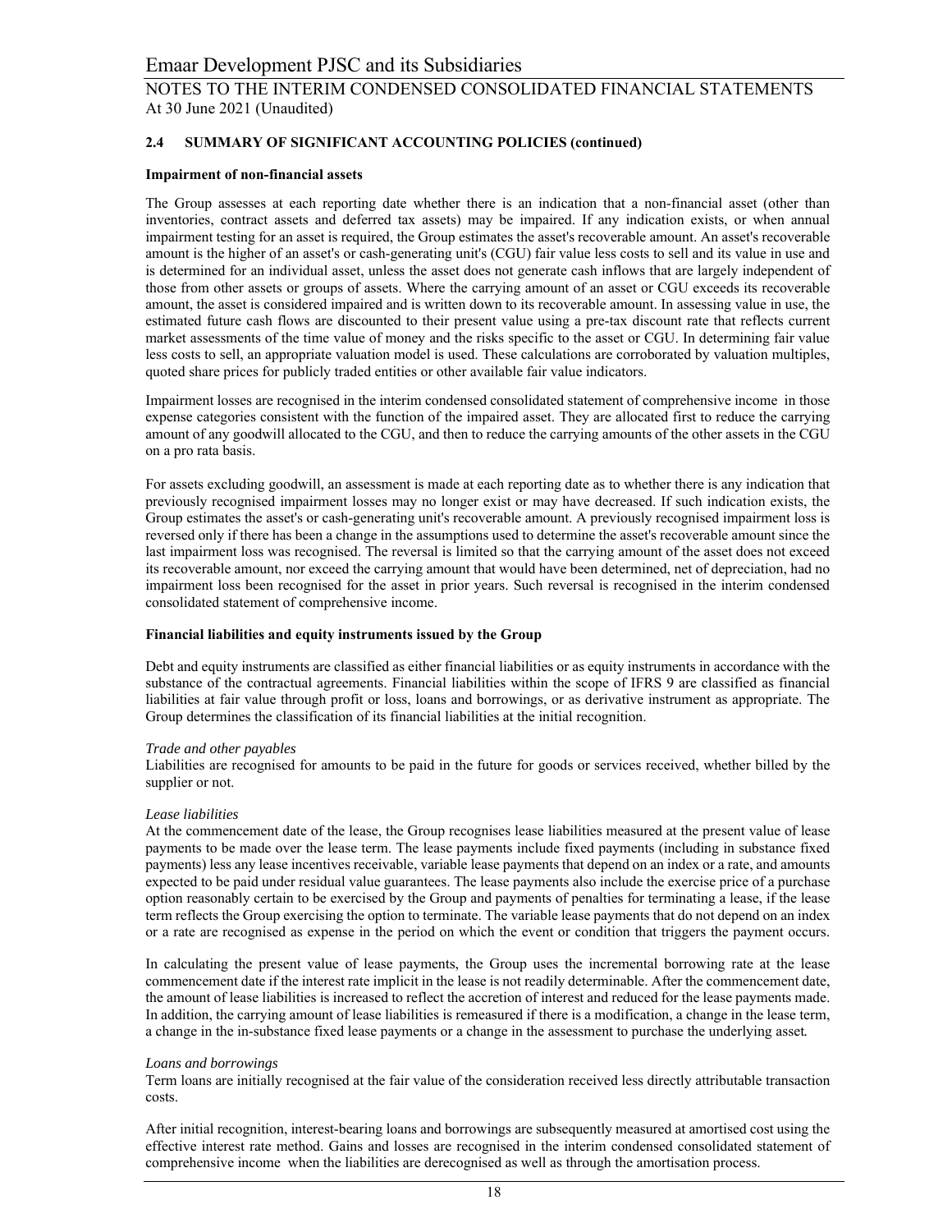## 2.4 SUMMARY OF SIGNIFICANT ACCOUNTING POLICIES (continued)

**Impairment of non-financial assets**

The Group assesses at each reporting date whether there is an indication that a non-financial asset (other than inventories, contract assets and deferred tax assets) may be impaired. If any indication exists, or when annual impairment testing for an asset is required, the Group estimates the asset's recoverable amount. An asset's recoverable amount is the higher of an asset's or cash-generating unit's (CGU) fair value less costs to sell and its value in use and is determined for an individual asset, unless the asset does not generate cash inflows that are largely independent of those from other assets or groups of assets. Where the carrying amount of an asset or CGU exceeds its recoverable amount, the asset is considered impaired and is written down to its recoverable amount. In assessing value in use, the estimated future cash flows are discounted to their present value using a pre-tax discount rate that reflects current market assessments of the time value of money and the risks specific to the asset or CGU. In determining fair value less costs to sell, an appropriate valuation model is used. These calculations are corroborated by valuation multiples, quoted share prices for publicly traded entities or other available fair value indicators.

Impairment losses are recognised in the interim condensed consolidated statement of comprehensive income in those expense categories consistent with the function of the impaired asset. They are allocated first to reduce the carrying amount of any goodwill allocated to the CGU, and then to reduce the carrying amounts of the other assets in the CGU on a pro rata basis.

For assets excluding goodwill, an assessment is made at each reporting date as to whether there is any indication that previously recognised impairment losses may no longer exist or may have decreased. If such indication exists, the Group estimates the asset's or cash-generating unit's recoverable amount. A previously recognised impairment loss is reversed only if there has been a change in the assumptions used to determine the asset's recoverable amount since the last impairment loss was recognised. The reversal is limited so that the carrying amount of the asset does not exceed its recoverable amount, nor exceed the carrying amount that would have been determined, net of depreciation, had no impairment loss been recognised for the asset in prior years. Such reversal is recognised in the interim condensed consolidated statement of comprehensive income.

**Financial liabilities and equity instruments issued by the Group**

Debt and equity instruments are classified as either financial liabilities or as equity instruments in accordance with the substance of the contractual agreements. Financial liabilities within the scope of IFRS 9 are classified as financial liabilities at fair value through profit or loss, loans and borrowings, or as derivative instrument as appropriate. The Group determines the classification of its financial liabilities at the initial recognition.

*Trade and other payables*

Liabilities are recognised for amounts to be paid in the future for goods or services received, whether billed by the supplier or not.

*Lease liabilities*

At the commencement date of the lease, the Group recognises lease liabilities measured at the present value of lease payments to be made over the lease term. The lease payments include fixed payments (including in substance fixed payments) less any lease incentives receivable, variable lease payments that depend on an index or a rate, and amounts expected to be paid under residual value guarantees. The lease payments also include the exercise price of a purchase option reasonably certain to be exercised by the Group and payments of penalties for terminating a lease, if the lease term reflects the Group exercising the option to terminate. The variable lease payments that do not depend on an index or a rate are recognised as expense in the period on which the event or condition that triggers the payment occurs.

In calculating the present value of lease payments, the Group uses the incremental borrowing rate at the lease commencement date if the interest rate implicit in the lease is not readily determinable. After the commencement date, the amount of lease liabilities is increased to reflect the accretion of interest and reduced for the lease payments made. In addition, the carrying amount of lease liabilities is remeasured if there is a modification, a change in the lease term, a change in the in-substance fixed lease payments or a change in the assessment to purchase the underlying asset.

*Loans and borrowings*

Term loans are initially recognised at the fair value of the consideration received less directly attributable transaction costs.

After initial recognition, interest-bearing loans and borrowings are subsequently measured at amortised cost using the effective interest rate method. Gains and losses are recognised in the interim condensed consolidated statement of comprehensive income when the liabilities are derecognised as well as through the amortisation process.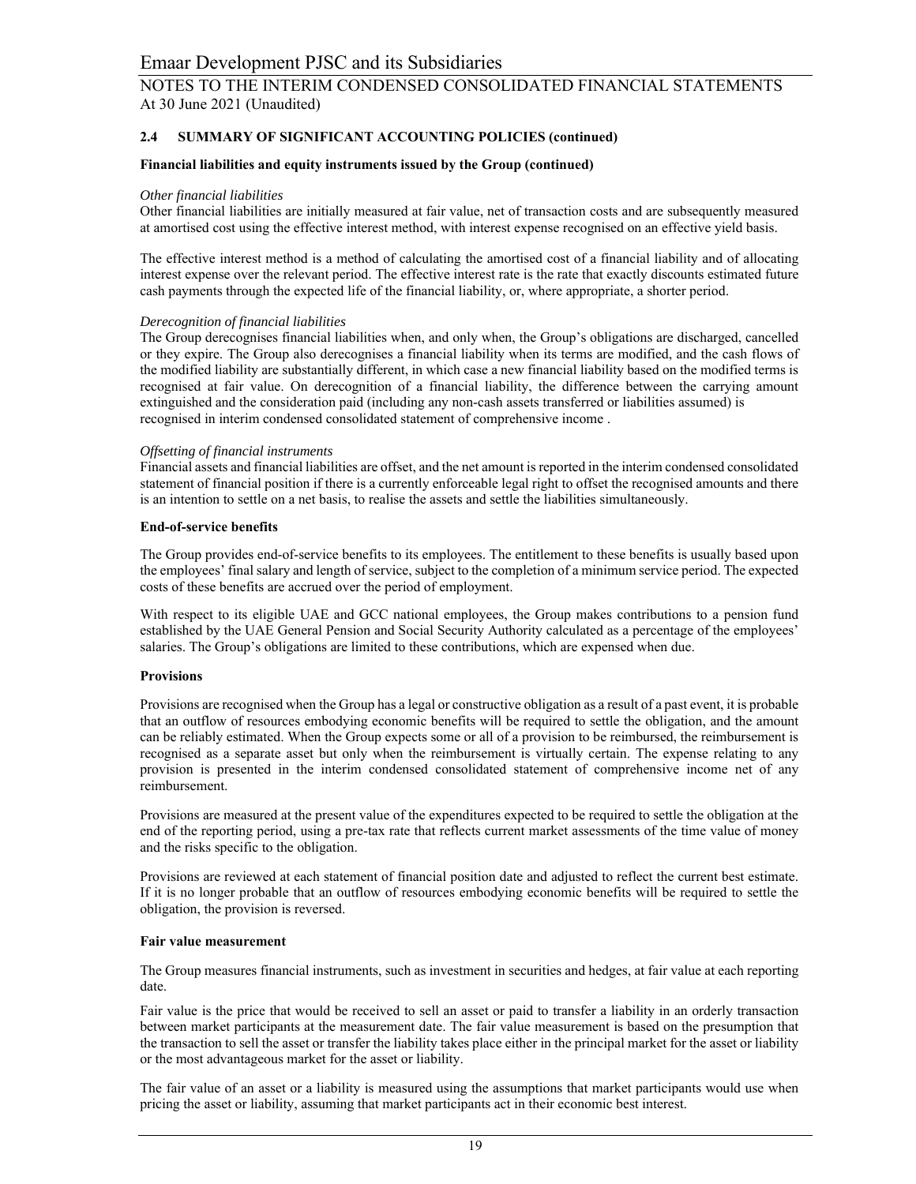### 2.4 SUMMARY OF SIGNIFICANT ACCOUNTING POLICIES (continued)

**Financial liabilities and equity instruments issued by the Group (continued)**

*Other financial liabilities*
Other financial liabilities are initially measured at fair value, net of transaction costs and are subsequently measured at amortised cost using the effective interest method, with interest expense recognised on an effective yield basis.

The effective interest method is a method of calculating the amortised cost of a financial liability and of allocating interest expense over the relevant period. The effective interest rate is the rate that exactly discounts estimated future cash payments through the expected life of the financial liability, or, where appropriate, a shorter period.

*Derecognition of financial liabilities*
The Group derecognises financial liabilities when, and only when, the Group's obligations are discharged, cancelled or they expire. The Group also derecognises a financial liability when its terms are modified, and the cash flows of the modified liability are substantially different, in which case a new financial liability based on the modified terms is recognised at fair value. On derecognition of a financial liability, the difference between the carrying amount extinguished and the consideration paid (including any non-cash assets transferred or liabilities assumed) is recognised in interim condensed consolidated statement of comprehensive income .

*Offsetting of financial instruments*
Financial assets and financial liabilities are offset, and the net amount is reported in the interim condensed consolidated statement of financial position if there is a currently enforceable legal right to offset the recognised amounts and there is an intention to settle on a net basis, to realise the assets and settle the liabilities simultaneously.

**End-of-service benefits**

The Group provides end-of-service benefits to its employees. The entitlement to these benefits is usually based upon the employees' final salary and length of service, subject to the completion of a minimum service period. The expected costs of these benefits are accrued over the period of employment.

With respect to its eligible UAE and GCC national employees, the Group makes contributions to a pension fund established by the UAE General Pension and Social Security Authority calculated as a percentage of the employees' salaries. The Group's obligations are limited to these contributions, which are expensed when due.

**Provisions**

Provisions are recognised when the Group has a legal or constructive obligation as a result of a past event, it is probable that an outflow of resources embodying economic benefits will be required to settle the obligation, and the amount can be reliably estimated. When the Group expects some or all of a provision to be reimbursed, the reimbursement is recognised as a separate asset but only when the reimbursement is virtually certain. The expense relating to any provision is presented in the interim condensed consolidated statement of comprehensive income net of any reimbursement.

Provisions are measured at the present value of the expenditures expected to be required to settle the obligation at the end of the reporting period, using a pre-tax rate that reflects current market assessments of the time value of money and the risks specific to the obligation.

Provisions are reviewed at each statement of financial position date and adjusted to reflect the current best estimate. If it is no longer probable that an outflow of resources embodying economic benefits will be required to settle the obligation, the provision is reversed.

**Fair value measurement**

The Group measures financial instruments, such as investment in securities and hedges, at fair value at each reporting date.

Fair value is the price that would be received to sell an asset or paid to transfer a liability in an orderly transaction between market participants at the measurement date. The fair value measurement is based on the presumption that the transaction to sell the asset or transfer the liability takes place either in the principal market for the asset or liability or the most advantageous market for the asset or liability.

The fair value of an asset or a liability is measured using the assumptions that market participants would use when pricing the asset or liability, assuming that market participants act in their economic best interest.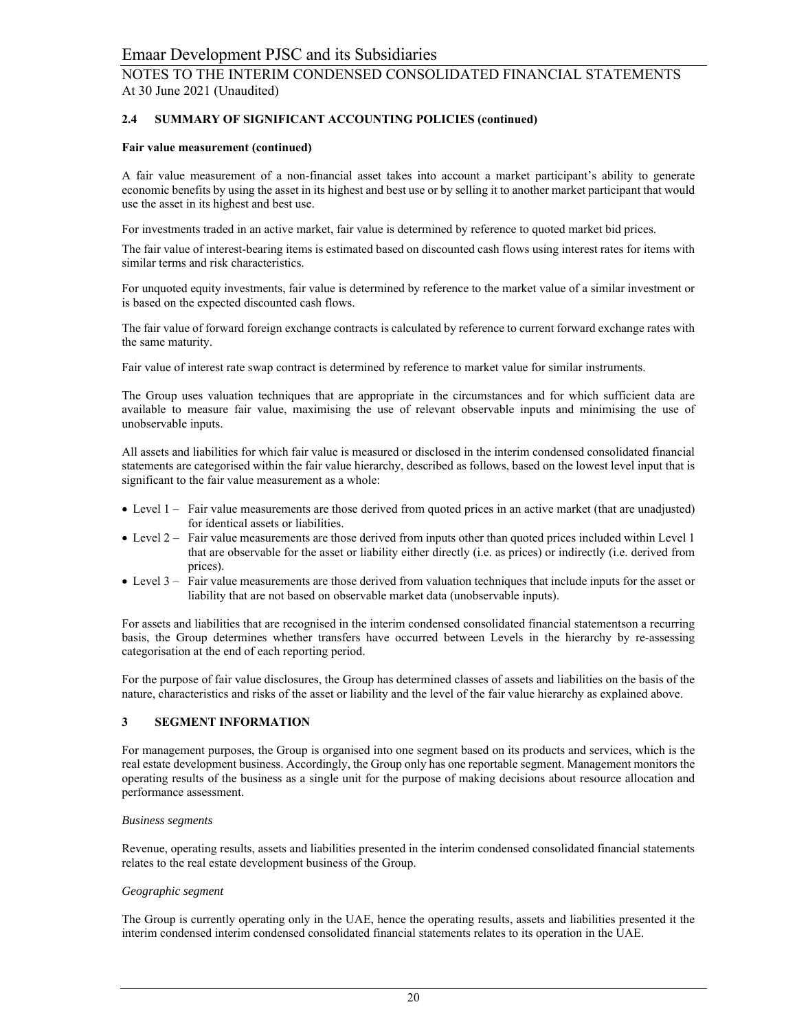## 2.4 SUMMARY OF SIGNIFICANT ACCOUNTING POLICIES (continued)

**Fair value measurement (continued)**

A fair value measurement of a non-financial asset takes into account a market participant's ability to generate economic benefits by using the asset in its highest and best use or by selling it to another market participant that would use the asset in its highest and best use.

For investments traded in an active market, fair value is determined by reference to quoted market bid prices.

The fair value of interest-bearing items is estimated based on discounted cash flows using interest rates for items with similar terms and risk characteristics.

For unquoted equity investments, fair value is determined by reference to the market value of a similar investment or is based on the expected discounted cash flows.

The fair value of forward foreign exchange contracts is calculated by reference to current forward exchange rates with the same maturity.

Fair value of interest rate swap contract is determined by reference to market value for similar instruments.

The Group uses valuation techniques that are appropriate in the circumstances and for which sufficient data are available to measure fair value, maximising the use of relevant observable inputs and minimising the use of unobservable inputs.

All assets and liabilities for which fair value is measured or disclosed in the interim condensed consolidated financial statements are categorised within the fair value hierarchy, described as follows, based on the lowest level input that is significant to the fair value measurement as a whole:

- Level 1 – Fair value measurements are those derived from quoted prices in an active market (that are unadjusted) for identical assets or liabilities.
- Level 2 – Fair value measurements are those derived from inputs other than quoted prices included within Level 1 that are observable for the asset or liability either directly (i.e. as prices) or indirectly (i.e. derived from prices).
- Level 3 – Fair value measurements are those derived from valuation techniques that include inputs for the asset or liability that are not based on observable market data (unobservable inputs).

For assets and liabilities that are recognised in the interim condensed consolidated financial statementson a recurring basis, the Group determines whether transfers have occurred between Levels in the hierarchy by re-assessing categorisation at the end of each reporting period.

For the purpose of fair value disclosures, the Group has determined classes of assets and liabilities on the basis of the nature, characteristics and risks of the asset or liability and the level of the fair value hierarchy as explained above.

## 3 SEGMENT INFORMATION

For management purposes, the Group is organised into one segment based on its products and services, which is the real estate development business. Accordingly, the Group only has one reportable segment. Management monitors the operating results of the business as a single unit for the purpose of making decisions about resource allocation and performance assessment.

*Business segments*

Revenue, operating results, assets and liabilities presented in the interim condensed consolidated financial statements relates to the real estate development business of the Group.

*Geographic segment*

The Group is currently operating only in the UAE, hence the operating results, assets and liabilities presented it the interim condensed interim condensed consolidated financial statements relates to its operation in the UAE.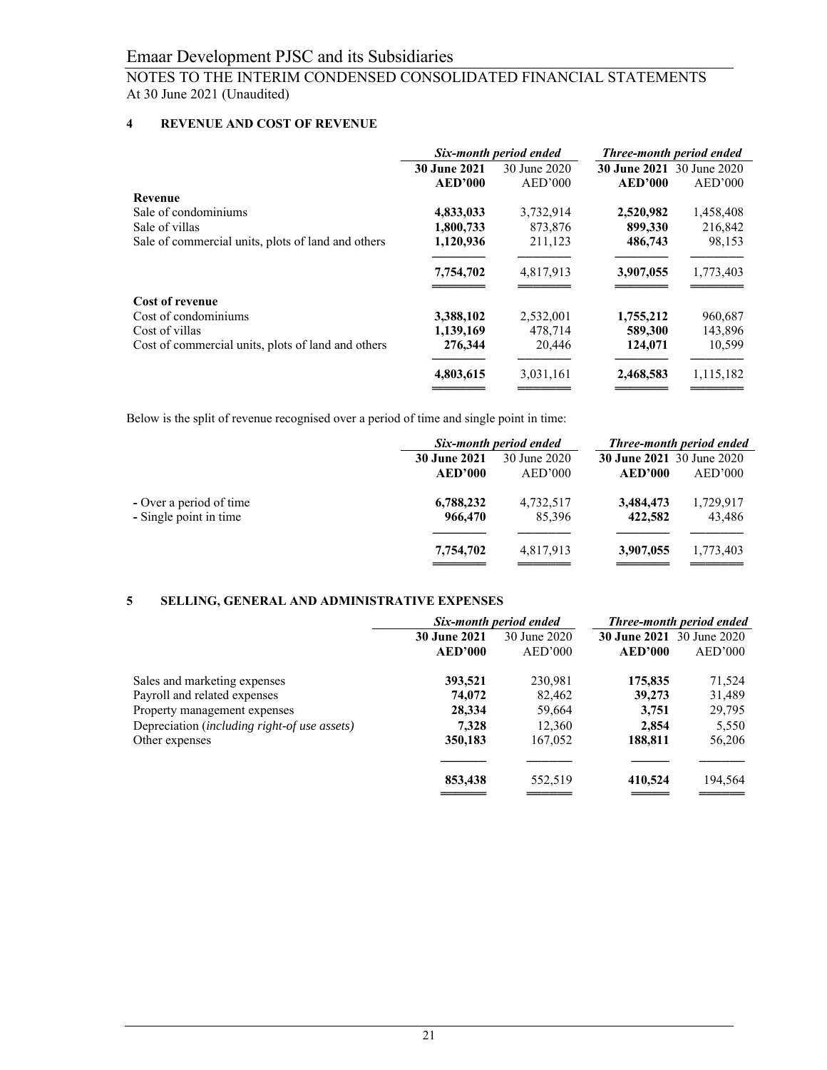Emaar Development PJSC and its Subsidiaries

NOTES TO THE INTERIM CONDENSED CONSOLIDATED FINANCIAL STATEMENTS
At 30 June 2021 (Unaudited)

## 4 REVENUE AND COST OF REVENUE

| | *Six-month period ended* | | *Three-month period ended* | |
|---|---|---|---|---|
| | **30 June 2021** | 30 June 2020 | **30 June 2021** | 30 June 2020 |
| | **AED'000** | AED'000 | **AED'000** | AED'000 |
| **Revenue** | | | | |
| Sale of condominiums | **4,833,033** | 3,732,914 | **2,520,982** | 1,458,408 |
| Sale of villas | **1,800,733** | 873,876 | **899,330** | 216,842 |
| Sale of commercial units, plots of land and others | **1,120,936** | 211,123 | **486,743** | 98,153 |
| | **7,754,702** | 4,817,913 | **3,907,055** | 1,773,403 |
| **Cost of revenue** | | | | |
| Cost of condominiums | **3,388,102** | 2,532,001 | **1,755,212** | 960,687 |
| Cost of villas | **1,139,169** | 478,714 | **589,300** | 143,896 |
| Cost of commercial units, plots of land and others | **276,344** | 20,446 | **124,071** | 10,599 |
| | **4,803,615** | 3,031,161 | **2,468,583** | 1,115,182 |

Below is the split of revenue recognised over a period of time and single point in time:

| | *Six-month period ended* | | *Three-month period ended* | |
|---|---|---|---|---|
| | **30 June 2021** | 30 June 2020 | **30 June 2021** | 30 June 2020 |
| | **AED'000** | AED'000 | **AED'000** | AED'000 |
| - Over a period of time | **6,788,232** | 4,732,517 | **3,484,473** | 1,729,917 |
| - Single point in time | **966,470** | 85,396 | **422,582** | 43,486 |
| | **7,754,702** | 4,817,913 | **3,907,055** | 1,773,403 |

## 5 SELLING, GENERAL AND ADMINISTRATIVE EXPENSES

| | *Six-month period ended* | | *Three-month period ended* | |
|---|---|---|---|---|
| | **30 June 2021** | 30 June 2020 | **30 June 2021** | 30 June 2020 |
| | **AED'000** | AED'000 | **AED'000** | AED'000 |
| Sales and marketing expenses | **393,521** | 230,981 | **175,835** | 71,524 |
| Payroll and related expenses | **74,072** | 82,462 | **39,273** | 31,489 |
| Property management expenses | **28,334** | 59,664 | **3,751** | 29,795 |
| Depreciation (*including right-of use assets)* | **7,328** | 12,360 | **2,854** | 5,550 |
| Other expenses | **350,183** | 167,052 | **188,811** | 56,206 |
| | **853,438** | 552,519 | **410,524** | 194,564 |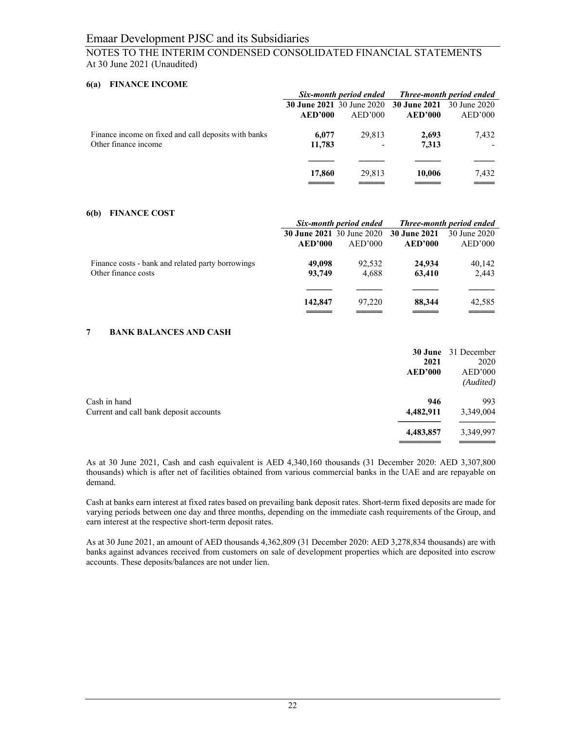# Emaar Development PJSC and its Subsidiaries

## NOTES TO THE INTERIM CONDENSED CONSOLIDATED FINANCIAL STATEMENTS
At 30 June 2021 (Unaudited)

### 6(a) FINANCE INCOME

| | *Six-month period ended* | | *Three-month period ended* | |
|---|---|---|---|---|
| | **30 June 2021** | 30 June 2020 | **30 June 2021** | 30 June 2020 |
| | **AED'000** | AED'000 | **AED'000** | AED'000 |
| Finance income on fixed and call deposits with banks | **6,077** | 29,813 | **2,693** | 7,432 |
| Other finance income | **11,783** | - | **7,313** | - |
| | **17,860** | 29,813 | **10,006** | 7,432 |

### 6(b) FINANCE COST

| | *Six-month period ended* | | *Three-month period ended* | |
|---|---|---|---|---|
| | **30 June 2021** | 30 June 2020 | **30 June 2021** | 30 June 2020 |
| | **AED'000** | AED'000 | **AED'000** | AED'000 |
| Finance costs - bank and related party borrowings | **49,098** | 92,532 | **24,934** | 40,142 |
| Other finance costs | **93,749** | 4,688 | **63,410** | 2,443 |
| | **142,847** | 97,220 | **88,344** | 42,585 |

### 7 BANK BALANCES AND CASH

| | **30 June 2021** | 31 December 2020 |
|---|---|---|
| | **AED'000** | AED'000 *(Audited)* |
| Cash in hand | **946** | 993 |
| Current and call bank deposit accounts | **4,482,911** | 3,349,004 |
| | **4,483,857** | 3,349,997 |

As at 30 June 2021, Cash and cash equivalent is AED 4,340,160 thousands (31 December 2020: AED 3,307,800 thousands) which is after net of facilities obtained from various commercial banks in the UAE and are repayable on demand.

Cash at banks earn interest at fixed rates based on prevailing bank deposit rates. Short-term fixed deposits are made for varying periods between one day and three months, depending on the immediate cash requirements of the Group, and earn interest at the respective short-term deposit rates.

As at 30 June 2021, an amount of AED thousands 4,362,809 (31 December 2020: AED 3,278,834 thousands) are with banks against advances received from customers on sale of development properties which are deposited into escrow accounts. These deposits/balances are not under lien.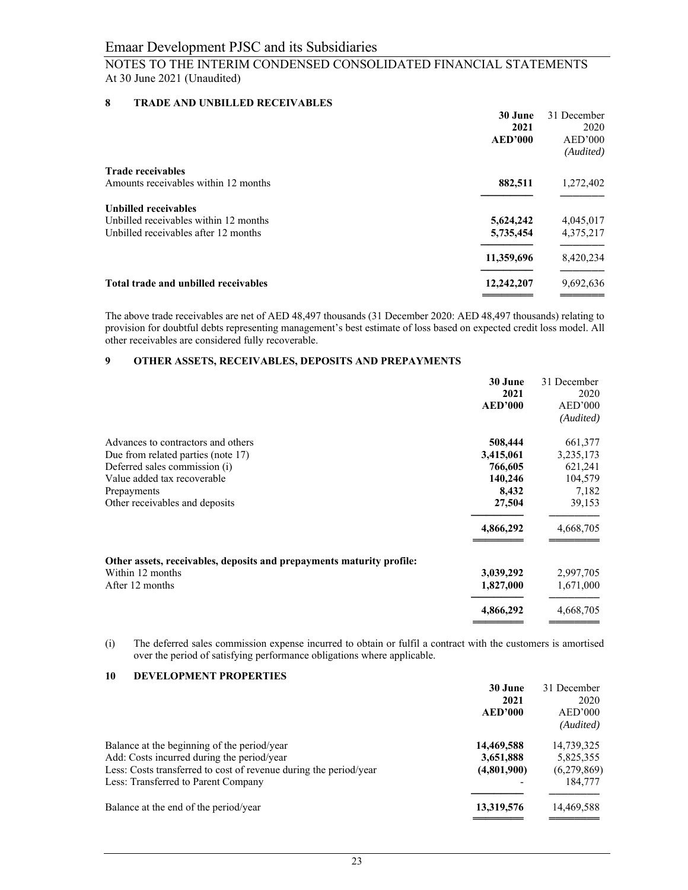## 8 TRADE AND UNBILLED RECEIVABLES

| | 30 June 2021 AED'000 | 31 December 2020 AED'000 *(Audited)* |
|---|---|---|
| **Trade receivables** | | |
| Amounts receivables within 12 months | **882,511** | 1,272,402 |
| **Unbilled receivables** | | |
| Unbilled receivables within 12 months | **5,624,242** | 4,045,017 |
| Unbilled receivables after 12 months | **5,735,454** | 4,375,217 |
| | **11,359,696** | 8,420,234 |
| **Total trade and unbilled receivables** | **12,242,207** | 9,692,636 |

The above trade receivables are net of AED 48,497 thousands (31 December 2020: AED 48,497 thousands) relating to provision for doubtful debts representing management's best estimate of loss based on expected credit loss model. All other receivables are considered fully recoverable.

## 9 OTHER ASSETS, RECEIVABLES, DEPOSITS AND PREPAYMENTS

| | 30 June 2021 AED'000 | 31 December 2020 AED'000 *(Audited)* |
|---|---|---|
| Advances to contractors and others | **508,444** | 661,377 |
| Due from related parties (note 17) | **3,415,061** | 3,235,173 |
| Deferred sales commission (i) | **766,605** | 621,241 |
| Value added tax recoverable | **140,246** | 104,579 |
| Prepayments | **8,432** | 7,182 |
| Other receivables and deposits | **27,504** | 39,153 |
| | **4,866,292** | 4,668,705 |
| **Other assets, receivables, deposits and prepayments maturity profile:** | | |
| Within 12 months | **3,039,292** | 2,997,705 |
| After 12 months | **1,827,000** | 1,671,000 |
| | **4,866,292** | 4,668,705 |

(i) The deferred sales commission expense incurred to obtain or fulfil a contract with the customers is amortised over the period of satisfying performance obligations where applicable.

## 10 DEVELOPMENT PROPERTIES

| | 30 June 2021 AED'000 | 31 December 2020 AED'000 *(Audited)* |
|---|---|---|
| Balance at the beginning of the period/year | **14,469,588** | 14,739,325 |
| Add: Costs incurred during the period/year | **3,651,888** | 5,825,355 |
| Less: Costs transferred to cost of revenue during the period/year | **(4,801,900)** | (6,279,869) |
| Less: Transferred to Parent Company | - | 184,777 |
| Balance at the end of the period/year | **13,319,576** | 14,469,588 |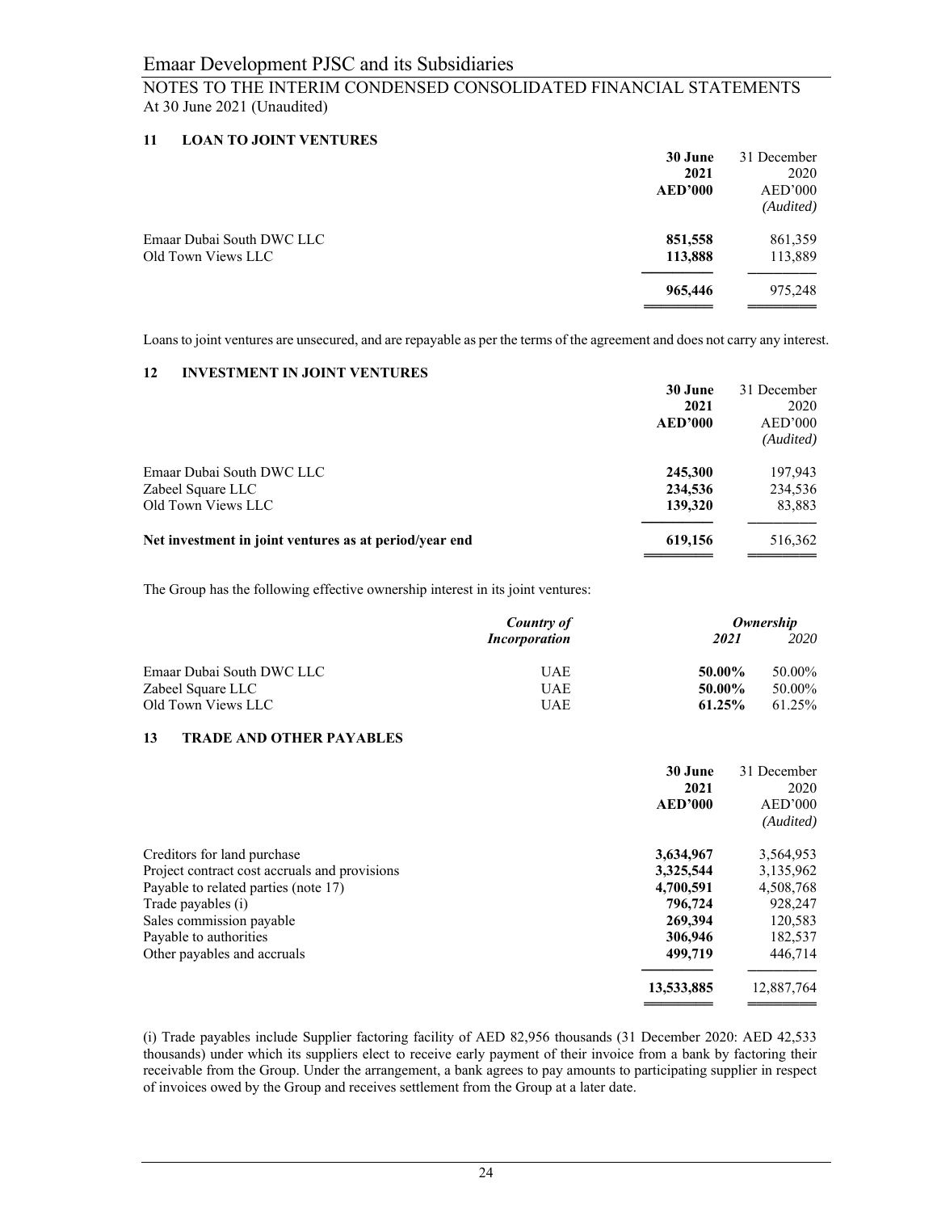# Emaar Development PJSC and its Subsidiaries

## NOTES TO THE INTERIM CONDENSED CONSOLIDATED FINANCIAL STATEMENTS
At 30 June 2021 (Unaudited)

### 11 LOAN TO JOINT VENTURES

| | **30 June 2021 AED'000** | 31 December 2020 AED'000 *(Audited)* |
|---|---|---|
| Emaar Dubai South DWC LLC | **851,558** | 861,359 |
| Old Town Views LLC | **113,888** | 113,889 |
| | **965,446** | 975,248 |

Loans to joint ventures are unsecured, and are repayable as per the terms of the agreement and does not carry any interest.

### 12 INVESTMENT IN JOINT VENTURES

| | **30 June 2021 AED'000** | 31 December 2020 AED'000 *(Audited)* |
|---|---|---|
| Emaar Dubai South DWC LLC | **245,300** | 197,943 |
| Zabeel Square LLC | **234,536** | 234,536 |
| Old Town Views LLC | **139,320** | 83,883 |
| **Net investment in joint ventures as at period/year end** | **619,156** | 516,362 |

The Group has the following effective ownership interest in its joint ventures:

| | ***Country of Incorporation*** | ***Ownership 2021*** | ***Ownership 2020*** |
|---|---|---|---|
| Emaar Dubai South DWC LLC | UAE | **50.00%** | 50.00% |
| Zabeel Square LLC | UAE | **50.00%** | 50.00% |
| Old Town Views LLC | UAE | **61.25%** | 61.25% |

### 13 TRADE AND OTHER PAYABLES

| | **30 June 2021 AED'000** | 31 December 2020 AED'000 *(Audited)* |
|---|---|---|
| Creditors for land purchase | **3,634,967** | 3,564,953 |
| Project contract cost accruals and provisions | **3,325,544** | 3,135,962 |
| Payable to related parties (note 17) | **4,700,591** | 4,508,768 |
| Trade payables (i) | **796,724** | 928,247 |
| Sales commission payable | **269,394** | 120,583 |
| Payable to authorities | **306,946** | 182,537 |
| Other payables and accruals | **499,719** | 446,714 |
| | **13,533,885** | 12,887,764 |

(i) Trade payables include Supplier factoring facility of AED 82,956 thousands (31 December 2020: AED 42,533 thousands) under which its suppliers elect to receive early payment of their invoice from a bank by factoring their receivable from the Group. Under the arrangement, a bank agrees to pay amounts to participating supplier in respect of invoices owed by the Group and receives settlement from the Group at a later date.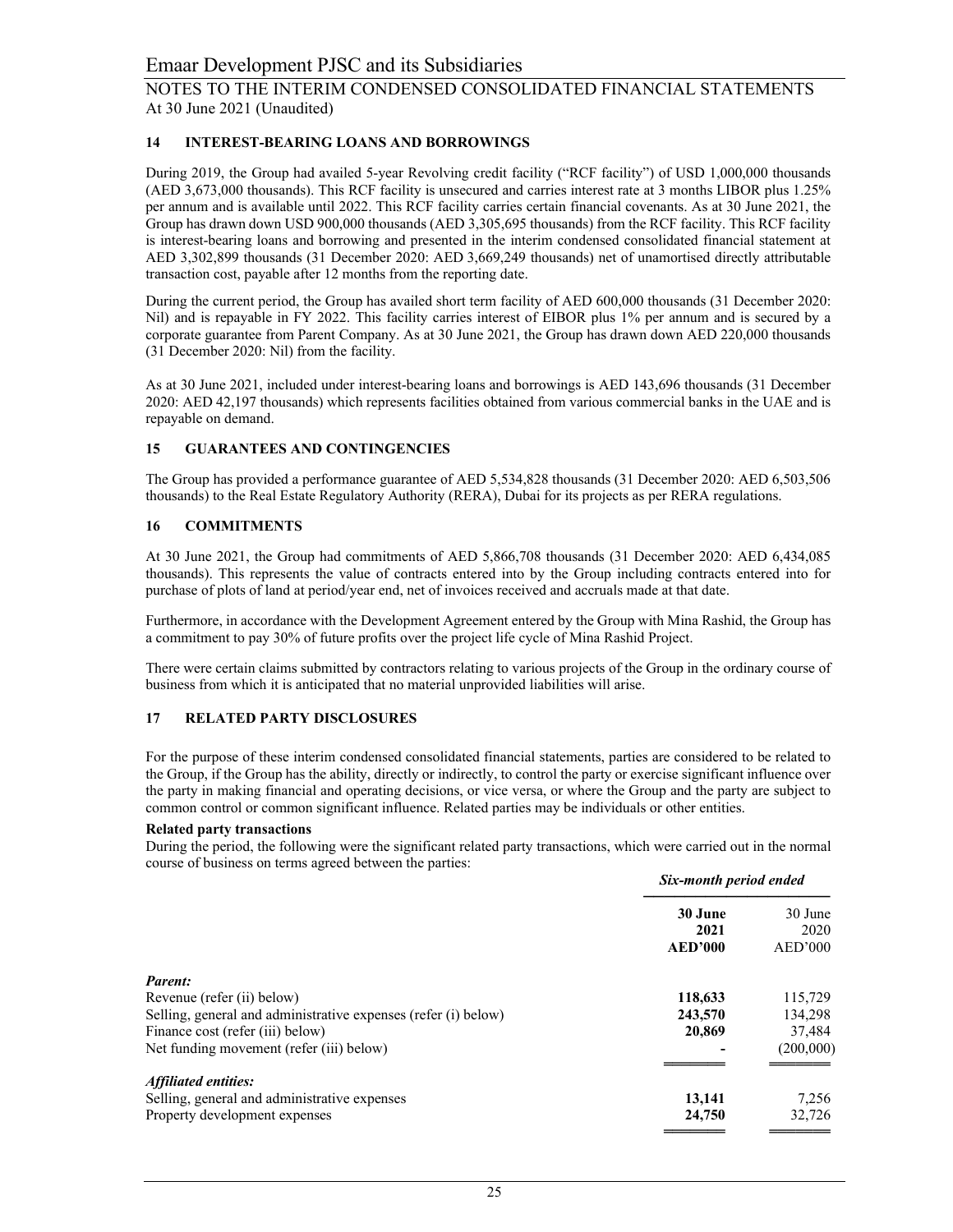## 14 INTEREST-BEARING LOANS AND BORROWINGS

During 2019, the Group had availed 5-year Revolving credit facility ("RCF facility") of USD 1,000,000 thousands (AED 3,673,000 thousands). This RCF facility is unsecured and carries interest rate at 3 months LIBOR plus 1.25% per annum and is available until 2022. This RCF facility carries certain financial covenants. As at 30 June 2021, the Group has drawn down USD 900,000 thousands (AED 3,305,695 thousands) from the RCF facility. This RCF facility is interest-bearing loans and borrowing and presented in the interim condensed consolidated financial statement at AED 3,302,899 thousands (31 December 2020: AED 3,669,249 thousands) net of unamortised directly attributable transaction cost, payable after 12 months from the reporting date.

During the current period, the Group has availed short term facility of AED 600,000 thousands (31 December 2020: Nil) and is repayable in FY 2022. This facility carries interest of EIBOR plus 1% per annum and is secured by a corporate guarantee from Parent Company. As at 30 June 2021, the Group has drawn down AED 220,000 thousands (31 December 2020: Nil) from the facility.

As at 30 June 2021, included under interest-bearing loans and borrowings is AED 143,696 thousands (31 December 2020: AED 42,197 thousands) which represents facilities obtained from various commercial banks in the UAE and is repayable on demand.

## 15 GUARANTEES AND CONTINGENCIES

The Group has provided a performance guarantee of AED 5,534,828 thousands (31 December 2020: AED 6,503,506 thousands) to the Real Estate Regulatory Authority (RERA), Dubai for its projects as per RERA regulations.

## 16 COMMITMENTS

At 30 June 2021, the Group had commitments of AED 5,866,708 thousands (31 December 2020: AED 6,434,085 thousands). This represents the value of contracts entered into by the Group including contracts entered into for purchase of plots of land at period/year end, net of invoices received and accruals made at that date.

Furthermore, in accordance with the Development Agreement entered by the Group with Mina Rashid, the Group has a commitment to pay 30% of future profits over the project life cycle of Mina Rashid Project.

There were certain claims submitted by contractors relating to various projects of the Group in the ordinary course of business from which it is anticipated that no material unprovided liabilities will arise.

## 17 RELATED PARTY DISCLOSURES

For the purpose of these interim condensed consolidated financial statements, parties are considered to be related to the Group, if the Group has the ability, directly or indirectly, to control the party or exercise significant influence over the party in making financial and operating decisions, or vice versa, or where the Group and the party are subject to common control or common significant influence. Related parties may be individuals or other entities.

**Related party transactions**

During the period, the following were the significant related party transactions, which were carried out in the normal course of business on terms agreed between the parties:

| | ***Six-month period ended*** | |
|---|---|---|
| | **30 June 2021 AED'000** | 30 June 2020 AED'000 |
| ***Parent:*** | | |
| Revenue (refer (ii) below) | **118,633** | 115,729 |
| Selling, general and administrative expenses (refer (i) below) | **243,570** | 134,298 |
| Finance cost (refer (iii) below) | **20,869** | 37,484 |
| Net funding movement (refer (iii) below) | **-** | (200,000) |
| ***Affiliated entities:*** | | |
| Selling, general and administrative expenses | **13,141** | 7,256 |
| Property development expenses | **24,750** | 32,726 |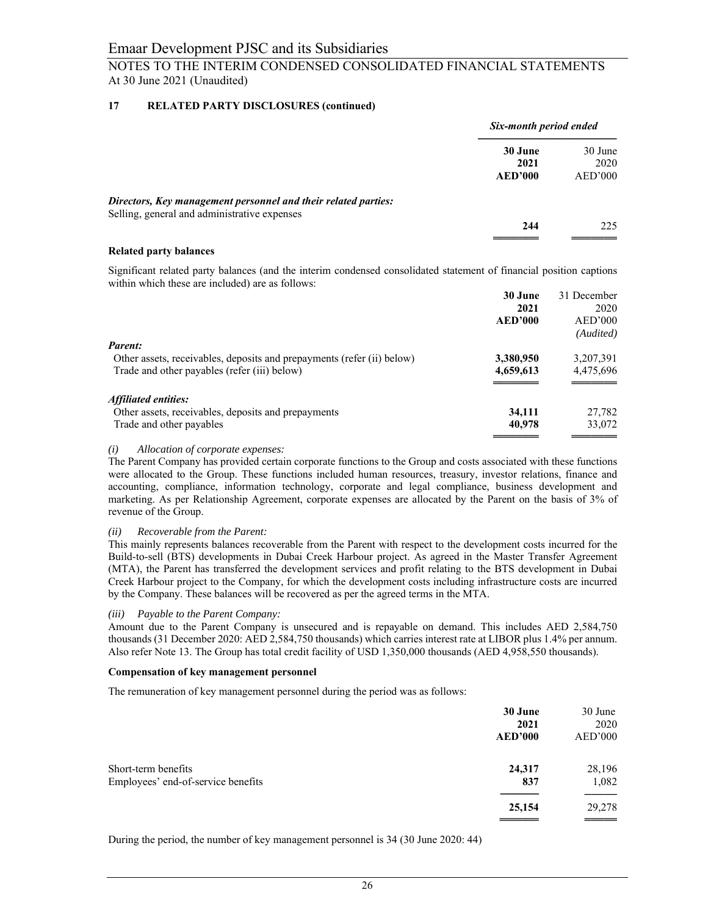## 17 RELATED PARTY DISCLOSURES (continued)

| | Six-month period ended | |
|---|---|---|
| | **30 June 2021 AED'000** | 30 June 2020 AED'000 |
| ***Directors, Key management personnel and their related parties:*** | | |
| Selling, general and administrative expenses | **244** | 225 |

### Related party balances

Significant related party balances (and the interim condensed consolidated statement of financial position captions within which these are included) are as follows:

| | **30 June 2021 AED'000** | 31 December 2020 AED'000 *(Audited)* |
|---|---|---|
| ***Parent:*** | | |
| Other assets, receivables, deposits and prepayments (refer (ii) below) | **3,380,950** | 3,207,391 |
| Trade and other payables (refer (iii) below) | **4,659,613** | 4,475,696 |
| ***Affiliated entities:*** | | |
| Other assets, receivables, deposits and prepayments | **34,111** | 27,782 |
| Trade and other payables | **40,978** | 33,072 |

*(i) Allocation of corporate expenses:*
The Parent Company has provided certain corporate functions to the Group and costs associated with these functions were allocated to the Group. These functions included human resources, treasury, investor relations, finance and accounting, compliance, information technology, corporate and legal compliance, business development and marketing. As per Relationship Agreement, corporate expenses are allocated by the Parent on the basis of 3% of revenue of the Group.

*(ii) Recoverable from the Parent:*
This mainly represents balances recoverable from the Parent with respect to the development costs incurred for the Build-to-sell (BTS) developments in Dubai Creek Harbour project. As agreed in the Master Transfer Agreement (MTA), the Parent has transferred the development services and profit relating to the BTS development in Dubai Creek Harbour project to the Company, for which the development costs including infrastructure costs are incurred by the Company. These balances will be recovered as per the agreed terms in the MTA.

*(iii) Payable to the Parent Company:*
Amount due to the Parent Company is unsecured and is repayable on demand. This includes AED 2,584,750 thousands (31 December 2020: AED 2,584,750 thousands) which carries interest rate at LIBOR plus 1.4% per annum. Also refer Note 13. The Group has total credit facility of USD 1,350,000 thousands (AED 4,958,550 thousands).

### Compensation of key management personnel

The remuneration of key management personnel during the period was as follows:

| | **30 June 2021 AED'000** | 30 June 2020 AED'000 |
|---|---|---|
| Short-term benefits | **24,317** | 28,196 |
| Employees' end-of-service benefits | **837** | 1,082 |
| | **25,154** | 29,278 |

During the period, the number of key management personnel is 34 (30 June 2020: 44)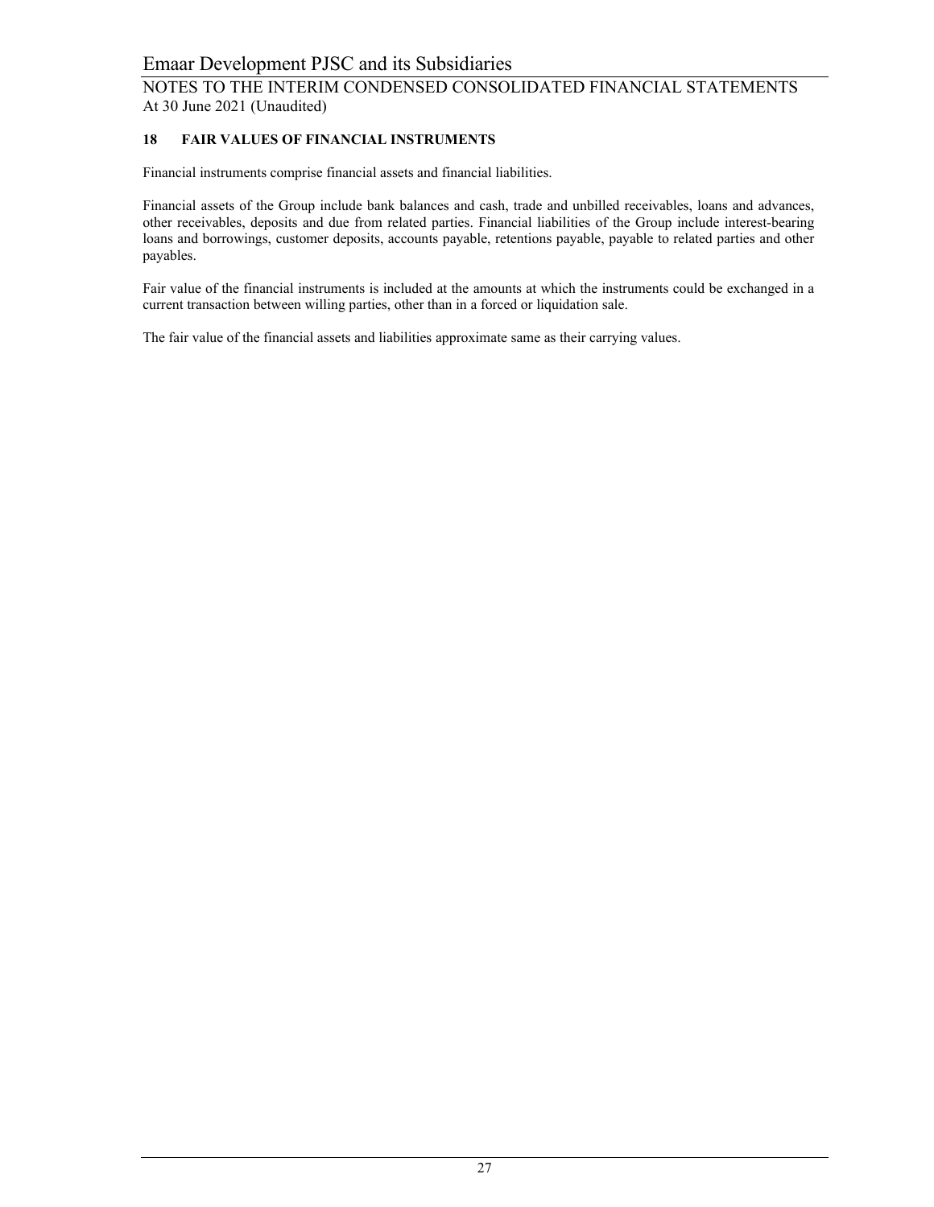## 18 FAIR VALUES OF FINANCIAL INSTRUMENTS

Financial instruments comprise financial assets and financial liabilities.

Financial assets of the Group include bank balances and cash, trade and unbilled receivables, loans and advances, other receivables, deposits and due from related parties. Financial liabilities of the Group include interest-bearing loans and borrowings, customer deposits, accounts payable, retentions payable, payable to related parties and other payables.

Fair value of the financial instruments is included at the amounts at which the instruments could be exchanged in a current transaction between willing parties, other than in a forced or liquidation sale.

The fair value of the financial assets and liabilities approximate same as their carrying values.